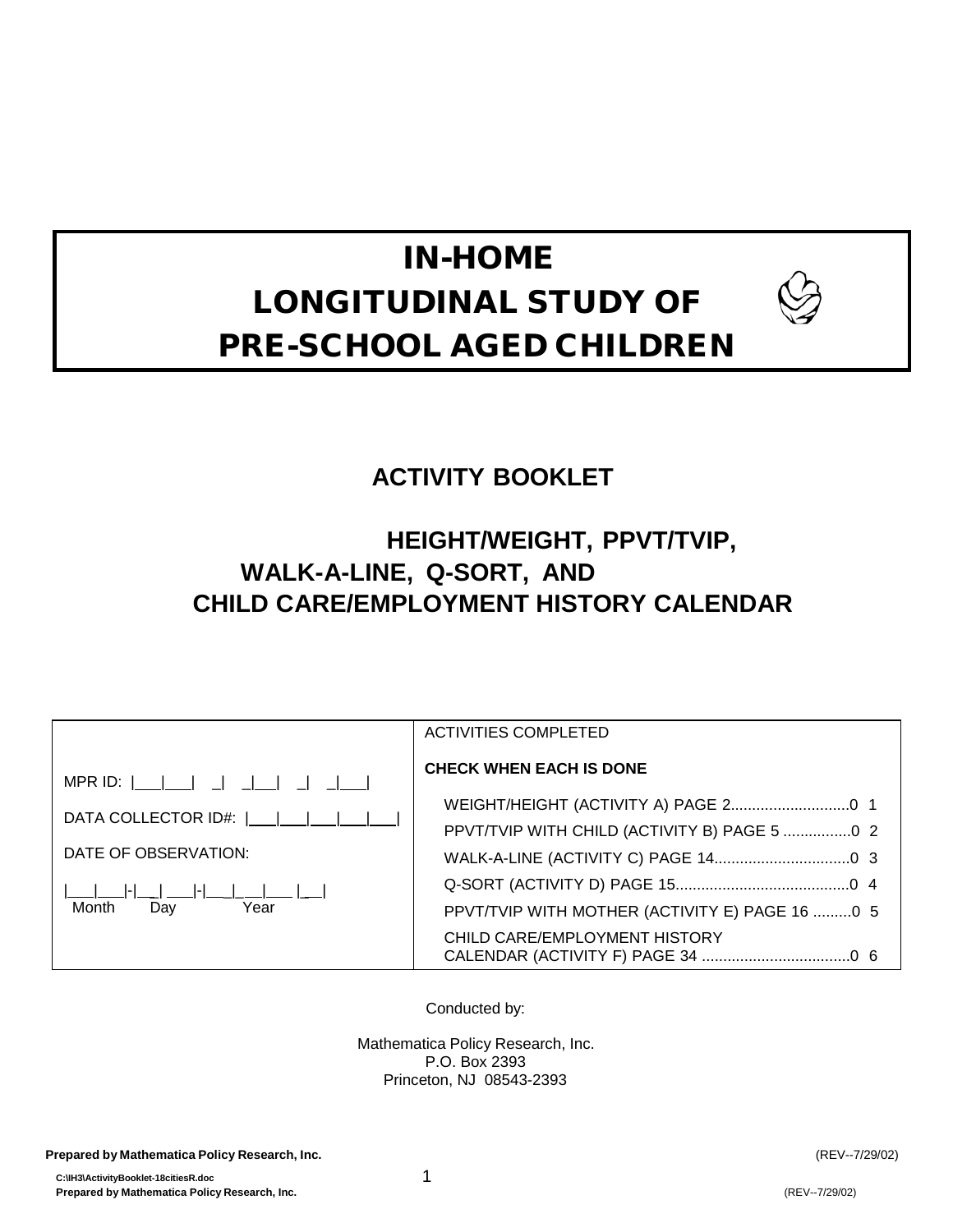# IN-HOME
# LONGITUDINAL STUDY OF
# PRE-SCHOOL AGED CHILDREN

## ACTIVITY BOOKLET

## HEIGHT/WEIGHT, PPVT/TVIP, WALK-A-LINE, Q-SORT, AND CHILD CARE/EMPLOYMENT HISTORY CALENDAR

| | ACTIVITIES COMPLETED |
|---|---|
| MPR ID: \|___\|___\| _\| _\|__\| _\| _\|___\| | **CHECK WHEN EACH IS DONE** |
| DATA COLLECTOR ID#: \|___\|___\|___\|___\|___\| | WEIGHT/HEIGHT (ACTIVITY A) PAGE 2............................0 1 |
| DATE OF OBSERVATION: | PPVT/TVIP WITH CHILD (ACTIVITY B) PAGE 5 ................0 2 |
| \|___\|___\|-\|__\| ___\|-\|__\|__\|___\| \|__\| | WALK-A-LINE (ACTIVITY C) PAGE 14................................0 3 |
| Month Day Year | Q-SORT (ACTIVITY D) PAGE 15.........................................0 4 |
| | PPVT/TVIP WITH MOTHER (ACTIVITY E) PAGE 16 .........0 5 |
| | CHILD CARE/EMPLOYMENT HISTORY CALENDAR (ACTIVITY F) PAGE 34 ...................................0 6 |

Conducted by:

Mathematica Policy Research, Inc.
P.O. Box 2393
Princeton, NJ 08543-2393

**Prepared by Mathematica Policy Research, Inc.** (REV--7/29/02)

C:\IH3\ActivityBooklet-18citiesR.doc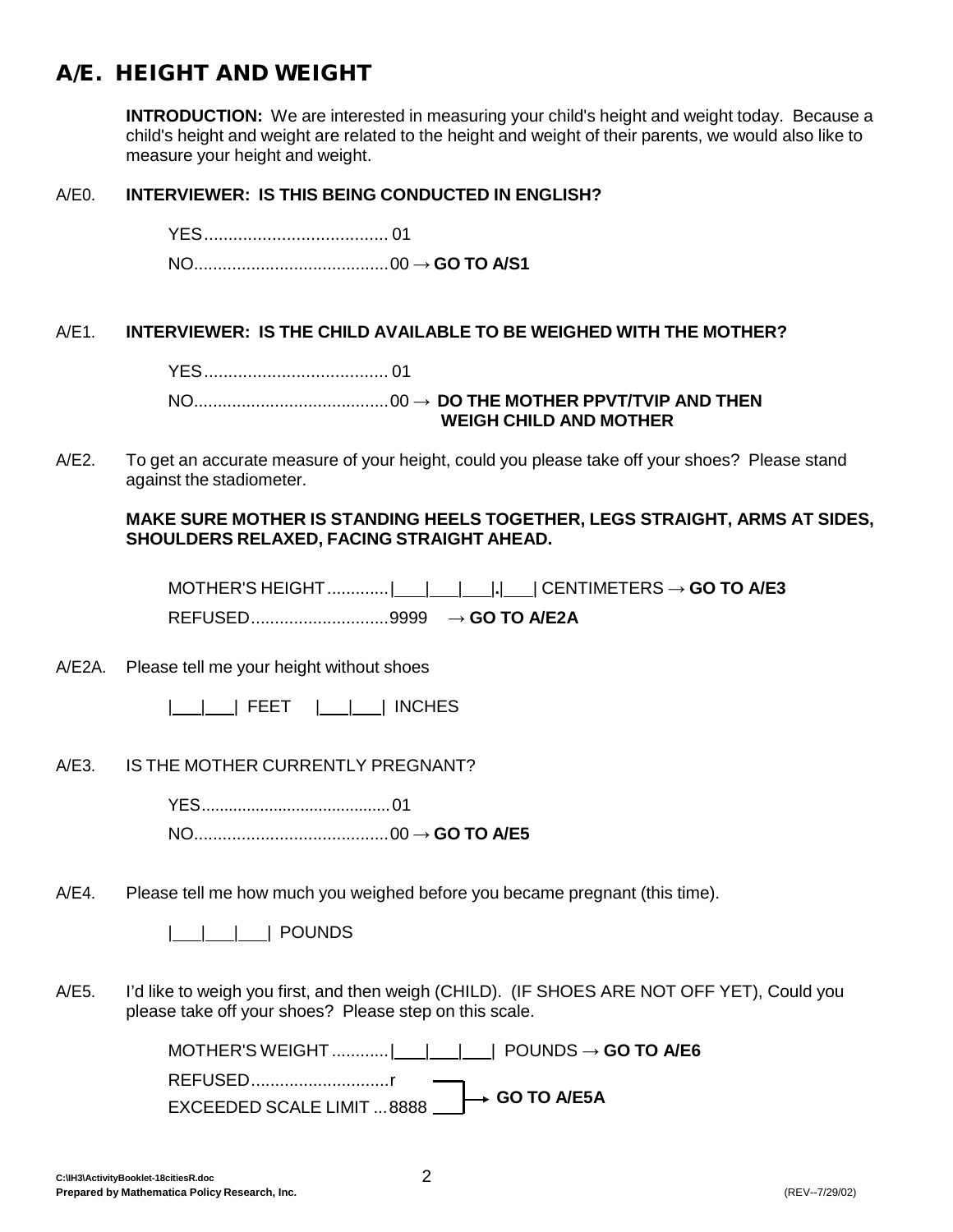# A/E. HEIGHT AND WEIGHT

**INTRODUCTION:** We are interested in measuring your child's height and weight today. Because a child's height and weight are related to the height and weight of their parents, we would also like to measure your height and weight.

A/E0. **INTERVIEWER: IS THIS BEING CONDUCTED IN ENGLISH?**

YES...................................... 01

NO.........................................00 → **GO TO A/S1**

A/E1. **INTERVIEWER: IS THE CHILD AVAILABLE TO BE WEIGHED WITH THE MOTHER?**

YES...................................... 01

NO.........................................00 → **DO THE MOTHER PPVT/TVIP AND THEN WEIGH CHILD AND MOTHER**

A/E2. To get an accurate measure of your height, could you please take off your shoes? Please stand against the stadiometer.

**MAKE SURE MOTHER IS STANDING HEELS TOGETHER, LEGS STRAIGHT, ARMS AT SIDES, SHOULDERS RELAXED, FACING STRAIGHT AHEAD.**

MOTHER'S HEIGHT.............|___|___|___|**.**|___| CENTIMETERS → **GO TO A/E3**

REFUSED.............................9999 → **GO TO A/E2A**

A/E2A. Please tell me your height without shoes

|___|___| FEET |___|___| INCHES

A/E3. IS THE MOTHER CURRENTLY PREGNANT?

YES.........................................01

NO.........................................00 → **GO TO A/E5**

A/E4. Please tell me how much you weighed before you became pregnant (this time).

|___|___|___|___| POUNDS

A/E5. I'd like to weigh you first, and then weigh (CHILD). (IF SHOES ARE NOT OFF YET), Could you please take off your shoes? Please step on this scale.

MOTHER'S WEIGHT ............|___|___|___| POUNDS → **GO TO A/E6**

REFUSED.............................r → **GO TO A/E5A**

EXCEEDED SCALE LIMIT ...8888 → **GO TO A/E5A**

C:\IH3\ActivityBooklet-18citiesR.doc

**Prepared by Mathematica Policy Research, Inc.**

(REV--7/29/02)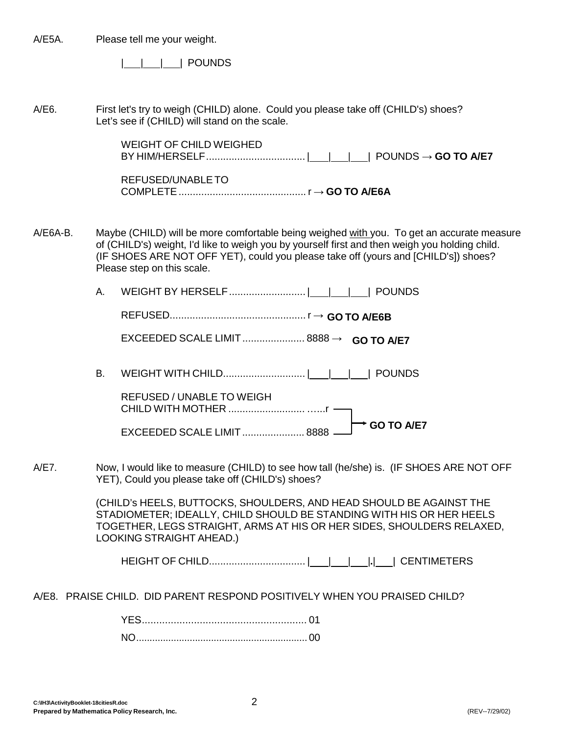A/E5A. Please tell me your weight.

|___|___|___| POUNDS

A/E6. First let's try to weigh (CHILD) alone. Could you please take off (CHILD's) shoes? Let's see if (CHILD) will stand on the scale.

WEIGHT OF CHILD WEIGHED BY HIM/HERSELF.................................. |___|___|___| POUNDS → **GO TO A/E7**

REFUSED/UNABLE TO COMPLETE ............................................ r → **GO TO A/E6A**

A/E6A-B. Maybe (CHILD) will be more comfortable being weighed with you. To get an accurate measure of (CHILD's) weight, I'd like to weigh you by yourself first and then weigh you holding child. (IF SHOES ARE NOT OFF YET), could you please take off (yours and [CHILD's]) shoes? Please step on this scale.

A. WEIGHT BY HERSELF........................... |___|___|___| POUNDS

REFUSED................................................ r → **GO TO A/E6B**

EXCEEDED SCALE LIMIT ...................... 8888 → **GO TO A/E7**

B. WEIGHT WITH CHILD............................ |___|___|___| POUNDS

REFUSED / UNABLE TO WEIGH CHILD WITH MOTHER ........................... ......r → **GO TO A/E7**

EXCEEDED SCALE LIMIT ...................... 8888 → **GO TO A/E7**

A/E7. Now, I would like to measure (CHILD) to see how tall (he/she) is. (IF SHOES ARE NOT OFF YET), Could you please take off (CHILD's) shoes?

(CHILD's HEELS, BUTTOCKS, SHOULDERS, AND HEAD SHOULD BE AGAINST THE STADIOMETER; IDEALLY, CHILD SHOULD BE STANDING WITH HIS OR HER HEELS TOGETHER, LEGS STRAIGHT, ARMS AT HIS OR HER SIDES, SHOULDERS RELAXED, LOOKING STRAIGHT AHEAD.)

HEIGHT OF CHILD................................. |___|___|___|.|___| CENTIMETERS

A/E8. PRAISE CHILD. DID PARENT RESPOND POSITIVELY WHEN YOU PRAISED CHILD?

YES......................................................... 01

NO.............................................................. 00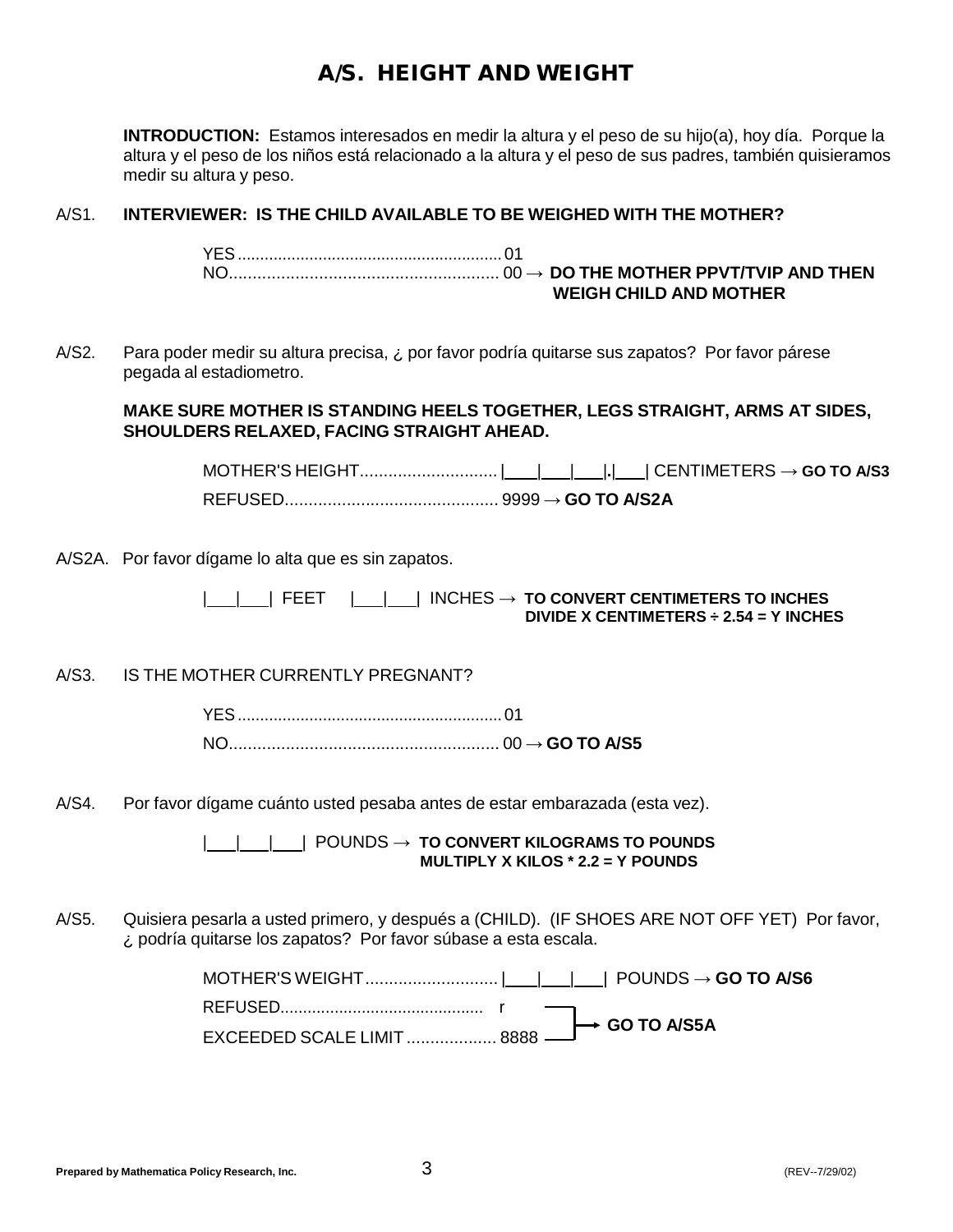# A/S. HEIGHT AND WEIGHT

**INTRODUCTION:** Estamos interesados en medir la altura y el peso de su hijo(a), hoy día. Porque la altura y el peso de los niños está relacionado a la altura y el peso de sus padres, también quisieramos medir su altura y peso.

A/S1. **INTERVIEWER: IS THE CHILD AVAILABLE TO BE WEIGHED WITH THE MOTHER?**

YES ........................................................ 01
NO ......................................................... 00 → **DO THE MOTHER PPVT/TVIP AND THEN WEIGH CHILD AND MOTHER**

A/S2. Para poder medir su altura precisa, ¿ por favor podría quitarse sus zapatos? Por favor párese pegada al estadiometro.

**MAKE SURE MOTHER IS STANDING HEELS TOGETHER, LEGS STRAIGHT, ARMS AT SIDES, SHOULDERS RELAXED, FACING STRAIGHT AHEAD.**

MOTHER'S HEIGHT ............................ |\_\_\_|\_\_\_|\_\_\_|.|\_\_\_| CENTIMETERS → **GO TO A/S3**
REFUSED ............................................ 9999 → **GO TO A/S2A**

A/S2A. Por favor dígame lo alta que es sin zapatos.

|\_\_\_|\_\_\_| FEET |\_\_\_|\_\_\_| INCHES → **TO CONVERT CENTIMETERS TO INCHES DIVIDE X CENTIMETERS ÷ 2.54 = Y INCHES**

A/S3. IS THE MOTHER CURRENTLY PREGNANT?

YES ........................................................ 01
NO ......................................................... 00 → **GO TO A/S5**

A/S4. Por favor dígame cuánto usted pesaba antes de estar embarazada (esta vez).

|\_\_\_|\_\_\_|\_\_\_| POUNDS → **TO CONVERT KILOGRAMS TO POUNDS MULTIPLY X KILOS * 2.2 = Y POUNDS**

A/S5. Quisiera pesarla a usted primero, y después a (CHILD). (IF SHOES ARE NOT OFF YET) Por favor, ¿ podría quitarse los zapatos? Por favor súbase a esta escala.

MOTHER'S WEIGHT ............................ |\_\_\_|\_\_\_|\_\_\_| POUNDS → **GO TO A/S6**
REFUSED ............................................ r → **GO TO A/S5A**
EXCEEDED SCALE LIMIT ................... 8888 → **GO TO A/S5A**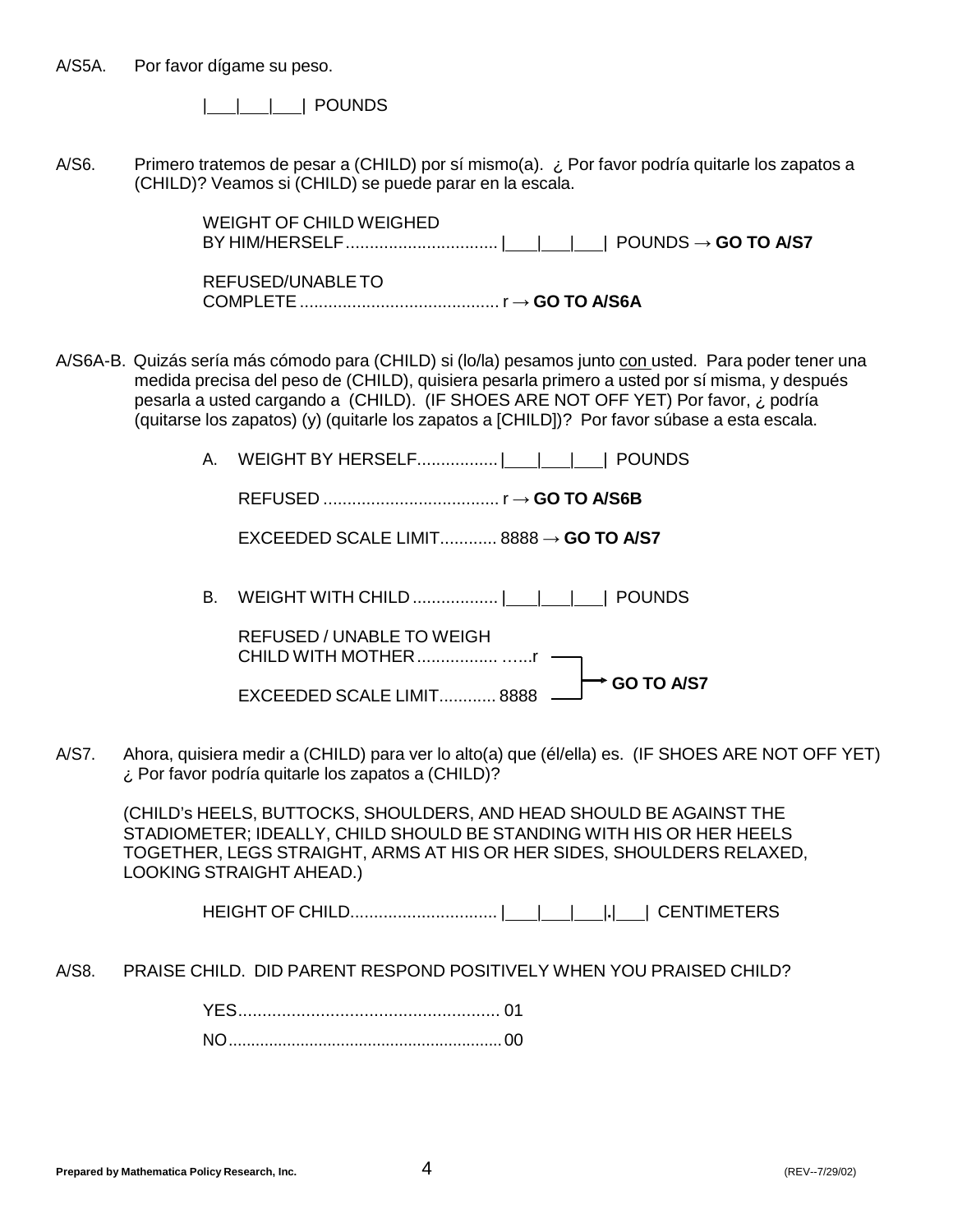A/S5A. Por favor dígame su peso.

|\_\_\_|\_\_\_|\_\_\_| POUNDS

A/S6. Primero tratemos de pesar a (CHILD) por sí mismo(a). ¿ Por favor podría quitarle los zapatos a (CHILD)? Veamos si (CHILD) se puede parar en la escala.

WEIGHT OF CHILD WEIGHED BY HIM/HERSELF................................ |\_\_\_|\_\_\_|\_\_\_| POUNDS → **GO TO A/S7**

REFUSED/UNABLE TO COMPLETE.......................................... r → **GO TO A/S6A**

A/S6A-B. Quizás sería más cómodo para (CHILD) si (lo/la) pesamos junto con usted. Para poder tener una medida precisa del peso de (CHILD), quisiera pesarla primero a usted por sí misma, y después pesarla a usted cargando a (CHILD). (IF SHOES ARE NOT OFF YET) Por favor, ¿ podría (quitarse los zapatos) (y) (quitarle los zapatos a [CHILD])? Por favor súbase a esta escala.

A. WEIGHT BY HERSELF................. |\_\_\_|\_\_\_|\_\_\_| POUNDS

REFUSED..................................... r → **GO TO A/S6B**

EXCEEDED SCALE LIMIT............ 8888 → **GO TO A/S7**

B. WEIGHT WITH CHILD.................. |\_\_\_|\_\_\_|\_\_\_| POUNDS

REFUSED / UNABLE TO WEIGH CHILD WITH MOTHER................. ......r → **GO TO A/S7**

EXCEEDED SCALE LIMIT............ 8888 → **GO TO A/S7**

A/S7. Ahora, quisiera medir a (CHILD) para ver lo alto(a) que (él/ella) es. (IF SHOES ARE NOT OFF YET) ¿ Por favor podría quitarle los zapatos a (CHILD)?

(CHILD's HEELS, BUTTOCKS, SHOULDERS, AND HEAD SHOULD BE AGAINST THE STADIOMETER; IDEALLY, CHILD SHOULD BE STANDING WITH HIS OR HER HEELS TOGETHER, LEGS STRAIGHT, ARMS AT HIS OR HER SIDES, SHOULDERS RELAXED, LOOKING STRAIGHT AHEAD.)

HEIGHT OF CHILD............................... |\_\_\_|\_\_\_|\_\_\_|.|\_\_\_| CENTIMETERS

A/S8. PRAISE CHILD. DID PARENT RESPOND POSITIVELY WHEN YOU PRAISED CHILD?

YES...................................................... 01

NO........................................................... 00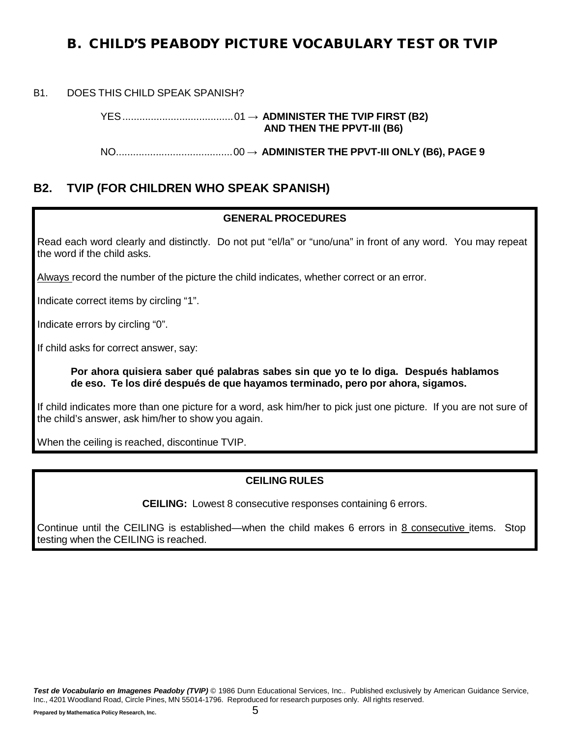# B. CHILD'S PEABODY PICTURE VOCABULARY TEST OR TVIP

B1. DOES THIS CHILD SPEAK SPANISH?

YES....................................... 01 → **ADMINISTER THE TVIP FIRST (B2) AND THEN THE PPVT-III (B6)**

NO......................................... 00 → **ADMINISTER THE PPVT-III ONLY (B6), PAGE 9**

## B2. TVIP (FOR CHILDREN WHO SPEAK SPANISH)

**GENERAL PROCEDURES**

Read each word clearly and distinctly. Do not put "el/la" or "uno/una" in front of any word. You may repeat the word if the child asks.

Always record the number of the picture the child indicates, whether correct or an error.

Indicate correct items by circling "1".

Indicate errors by circling "0".

If child asks for correct answer, say:

> **Por ahora quisiera saber qué palabras sabes sin que yo te lo diga. Después hablamos de eso. Te los diré después de que hayamos terminado, pero por ahora, sigamos.**

If child indicates more than one picture for a word, ask him/her to pick just one picture. If you are not sure of the child's answer, ask him/her to show you again.

When the ceiling is reached, discontinue TVIP.

**CEILING RULES**

**CEILING:** Lowest 8 consecutive responses containing 6 errors.

Continue until the CEILING is established—when the child makes 6 errors in 8 consecutive items. Stop testing when the CEILING is reached.

***Test de Vocabulario en Imagenes Peadoby (TVIP)*** © 1986 Dunn Educational Services, Inc.. Published exclusively by American Guidance Service, Inc., 4201 Woodland Road, Circle Pines, MN 55014-1796. Reproduced for research purposes only. All rights reserved.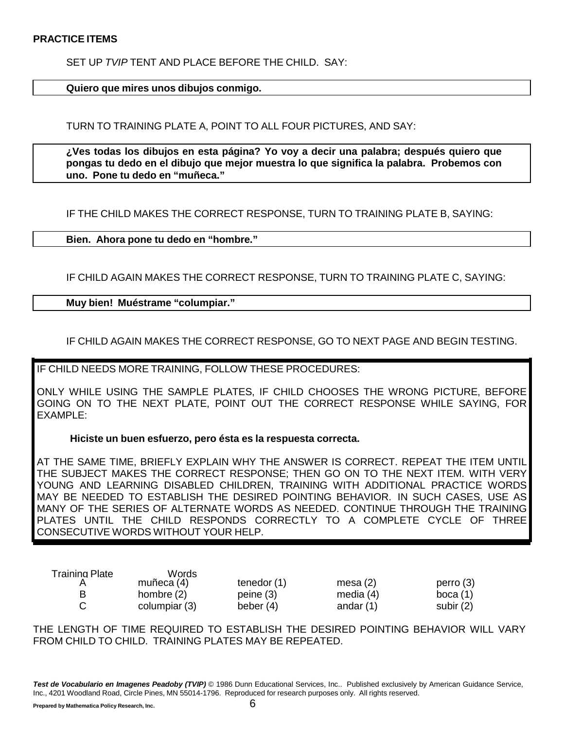**PRACTICE ITEMS**

SET UP *TVIP* TENT AND PLACE BEFORE THE CHILD. SAY:

**Quiero que mires unos dibujos conmigo.**

TURN TO TRAINING PLATE A, POINT TO ALL FOUR PICTURES, AND SAY:

**¿Ves todas los dibujos en esta página? Yo voy a decir una palabra; después quiero que pongas tu dedo en el dibujo que mejor muestra lo que significa la palabra. Probemos con uno. Pone tu dedo en "muñeca."**

IF THE CHILD MAKES THE CORRECT RESPONSE, TURN TO TRAINING PLATE B, SAYING:

**Bien. Ahora pone tu dedo en "hombre."**

IF CHILD AGAIN MAKES THE CORRECT RESPONSE, TURN TO TRAINING PLATE C, SAYING:

**Muy bien! Muéstrame "columpiar."**

IF CHILD AGAIN MAKES THE CORRECT RESPONSE, GO TO NEXT PAGE AND BEGIN TESTING.

IF CHILD NEEDS MORE TRAINING, FOLLOW THESE PROCEDURES:

ONLY WHILE USING THE SAMPLE PLATES, IF CHILD CHOOSES THE WRONG PICTURE, BEFORE GOING ON TO THE NEXT PLATE, POINT OUT THE CORRECT RESPONSE WHILE SAYING, FOR EXAMPLE:

**Hiciste un buen esfuerzo, pero ésta es la respuesta correcta.**

AT THE SAME TIME, BRIEFLY EXPLAIN WHY THE ANSWER IS CORRECT. REPEAT THE ITEM UNTIL THE SUBJECT MAKES THE CORRECT RESPONSE; THEN GO ON TO THE NEXT ITEM. WITH VERY YOUNG AND LEARNING DISABLED CHILDREN, TRAINING WITH ADDITIONAL PRACTICE WORDS MAY BE NEEDED TO ESTABLISH THE DESIRED POINTING BEHAVIOR. IN SUCH CASES, USE AS MANY OF THE SERIES OF ALTERNATE WORDS AS NEEDED. CONTINUE THROUGH THE TRAINING PLATES UNTIL THE CHILD RESPONDS CORRECTLY TO A COMPLETE CYCLE OF THREE CONSECUTIVE WORDS WITHOUT YOUR HELP.

| Training Plate | Words | | | |
|---|---|---|---|---|
| A | muñeca (4) | tenedor (1) | mesa (2) | perro (3) |
| B | hombre (2) | peine (3) | media (4) | boca (1) |
| C | columpiar (3) | beber (4) | andar (1) | subir (2) |

THE LENGTH OF TIME REQUIRED TO ESTABLISH THE DESIRED POINTING BEHAVIOR WILL VARY FROM CHILD TO CHILD. TRAINING PLATES MAY BE REPEATED.

***Test de Vocabulario en Imagenes Peadoby (TVIP)*** © 1986 Dunn Educational Services, Inc.. Published exclusively by American Guidance Service, Inc., 4201 Woodland Road, Circle Pines, MN 55014-1796. Reproduced for research purposes only. All rights reserved.

**Prepared by Mathematica Policy Research, Inc.**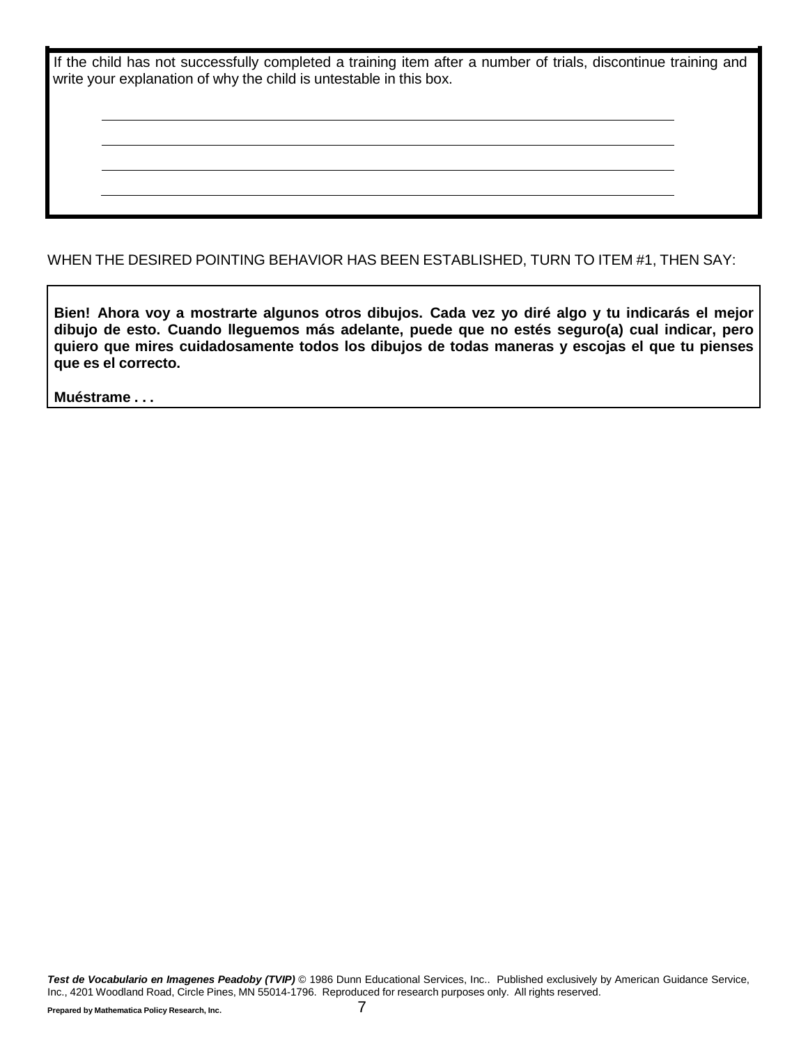If the child has not successfully completed a training item after a number of trials, discontinue training and write your explanation of why the child is untestable in this box.

\_\_\_\_\_\_\_\_\_\_\_\_\_\_\_\_\_\_\_\_\_\_\_\_\_\_\_\_\_\_\_\_\_\_\_\_\_\_\_\_\_\_\_\_\_\_\_\_\_\_\_\_\_\_\_\_\_\_\_\_

\_\_\_\_\_\_\_\_\_\_\_\_\_\_\_\_\_\_\_\_\_\_\_\_\_\_\_\_\_\_\_\_\_\_\_\_\_\_\_\_\_\_\_\_\_\_\_\_\_\_\_\_\_\_\_\_\_\_\_\_

\_\_\_\_\_\_\_\_\_\_\_\_\_\_\_\_\_\_\_\_\_\_\_\_\_\_\_\_\_\_\_\_\_\_\_\_\_\_\_\_\_\_\_\_\_\_\_\_\_\_\_\_\_\_\_\_\_\_\_\_

\_\_\_\_\_\_\_\_\_\_\_\_\_\_\_\_\_\_\_\_\_\_\_\_\_\_\_\_\_\_\_\_\_\_\_\_\_\_\_\_\_\_\_\_\_\_\_\_\_\_\_\_\_\_\_\_\_\_\_\_

WHEN THE DESIRED POINTING BEHAVIOR HAS BEEN ESTABLISHED, TURN TO ITEM #1, THEN SAY:

**Bien! Ahora voy a mostrarte algunos otros dibujos. Cada vez yo diré algo y tu indicarás el mejor dibujo de esto. Cuando lleguemos más adelante, puede que no estés seguro(a) cual indicar, pero quiero que mires cuidadosamente todos los dibujos de todas maneras y escojas el que tu pienses que es el correcto.**

**Muéstrame . . .**

***Test de Vocabulario en Imagenes Peadoby (TVIP)*** © 1986 Dunn Educational Services, Inc.. Published exclusively by American Guidance Service, Inc., 4201 Woodland Road, Circle Pines, MN 55014-1796. Reproduced for research purposes only. All rights reserved.

**Prepared by Mathematica Policy Research, Inc.**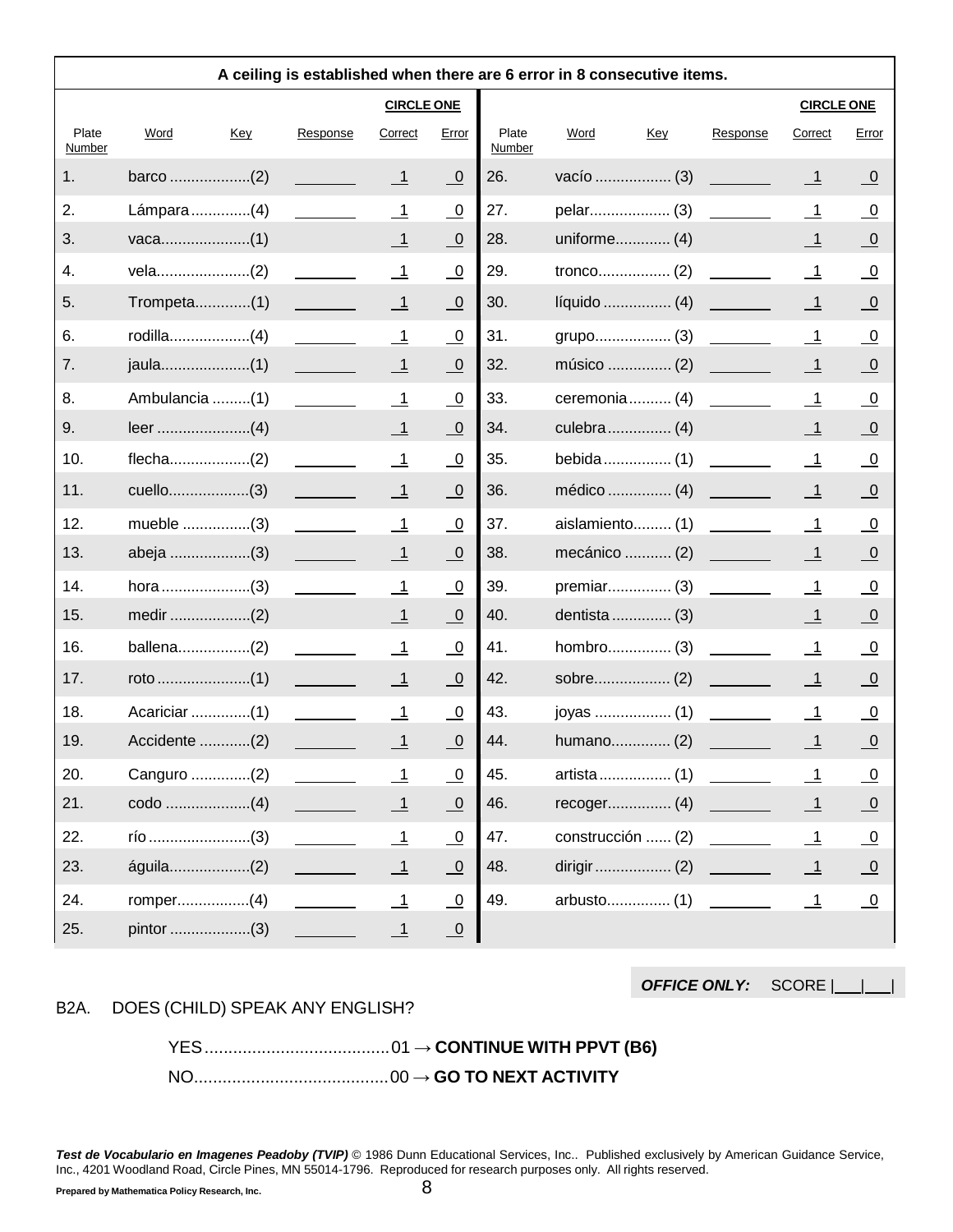| A ceiling is established when there are 6 error in 8 consecutive items. | | | | | | | | | | | |
|---|---|---|---|---|---|---|---|---|---|---|---|
| | | | | CIRCLE ONE | | | | | | CIRCLE ONE | |
| Plate Number | Word | Key | Response | Correct | Error | Plate Number | Word | Key | Response | Correct | Error |
| 1. | barco | (2) | ____ | 1 | 0 | 26. | vacío | (3) | ____ | 1 | 0 |
| 2. | Lámpara | (4) | ____ | 1 | 0 | 27. | pelar | (3) | ____ | 1 | 0 |
| 3. | vaca | (1) | | 1 | 0 | 28. | uniforme | (4) | | 1 | 0 |
| 4. | vela | (2) | ____ | 1 | 0 | 29. | tronco | (2) | ____ | 1 | 0 |
| 5. | Trompeta | (1) | ____ | 1 | 0 | 30. | líquido | (4) | ____ | 1 | 0 |
| 6. | rodilla | (4) | ____ | 1 | 0 | 31. | grupo | (3) | ____ | 1 | 0 |
| 7. | jaula | (1) | ____ | 1 | 0 | 32. | músico | (2) | ____ | 1 | 0 |
| 8. | Ambulancia | (1) | ____ | 1 | 0 | 33. | ceremonia | (4) | ____ | 1 | 0 |
| 9. | leer | (4) | | 1 | 0 | 34. | culebra | (4) | | 1 | 0 |
| 10. | flecha | (2) | ____ | 1 | 0 | 35. | bebida | (1) | ____ | 1 | 0 |
| 11. | cuello | (3) | ____ | 1 | 0 | 36. | médico | (4) | ____ | 1 | 0 |
| 12. | mueble | (3) | ____ | 1 | 0 | 37. | aislamiento | (1) | ____ | 1 | 0 |
| 13. | abeja | (3) | ____ | 1 | 0 | 38. | mecánico | (2) | ____ | 1 | 0 |
| 14. | hora | (3) | ____ | 1 | 0 | 39. | premiar | (3) | ____ | 1 | 0 |
| 15. | medir | (2) | | 1 | 0 | 40. | dentista | (3) | | 1 | 0 |
| 16. | ballena | (2) | ____ | 1 | 0 | 41. | hombro | (3) | ____ | 1 | 0 |
| 17. | roto | (1) | ____ | 1 | 0 | 42. | sobre | (2) | ____ | 1 | 0 |
| 18. | Acariciar | (1) | ____ | 1 | 0 | 43. | joyas | (1) | ____ | 1 | 0 |
| 19. | Accidente | (2) | ____ | 1 | 0 | 44. | humano | (2) | ____ | 1 | 0 |
| 20. | Canguro | (2) | ____ | 1 | 0 | 45. | artista | (1) | ____ | 1 | 0 |
| 21. | codo | (4) | ____ | 1 | 0 | 46. | recoger | (4) | ____ | 1 | 0 |
| 22. | río | (3) | ____ | 1 | 0 | 47. | construcción | (2) | ____ | 1 | 0 |
| 23. | águila | (2) | ____ | 1 | 0 | 48. | dirigir | (2) | ____ | 1 | 0 |
| 24. | romper | (4) | ____ | 1 | 0 | 49. | arbusto | (1) | ____ | 1 | 0 |
| 25. | pintor | (3) | ____ | 1 | 0 | | | | | | |

***OFFICE ONLY:*** SCORE |___|___|

B2A. DOES (CHILD) SPEAK ANY ENGLISH?

YES....................................01 → **CONTINUE WITH PPVT (B6)**

NO......................................00 → **GO TO NEXT ACTIVITY**

***Test de Vocabulario en Imagenes Peadoby (TVIP)*** © 1986 Dunn Educational Services, Inc.. Published exclusively by American Guidance Service, Inc., 4201 Woodland Road, Circle Pines, MN 55014-1796. Reproduced for research purposes only. All rights reserved.

**Prepared by Mathematica Policy Research, Inc.**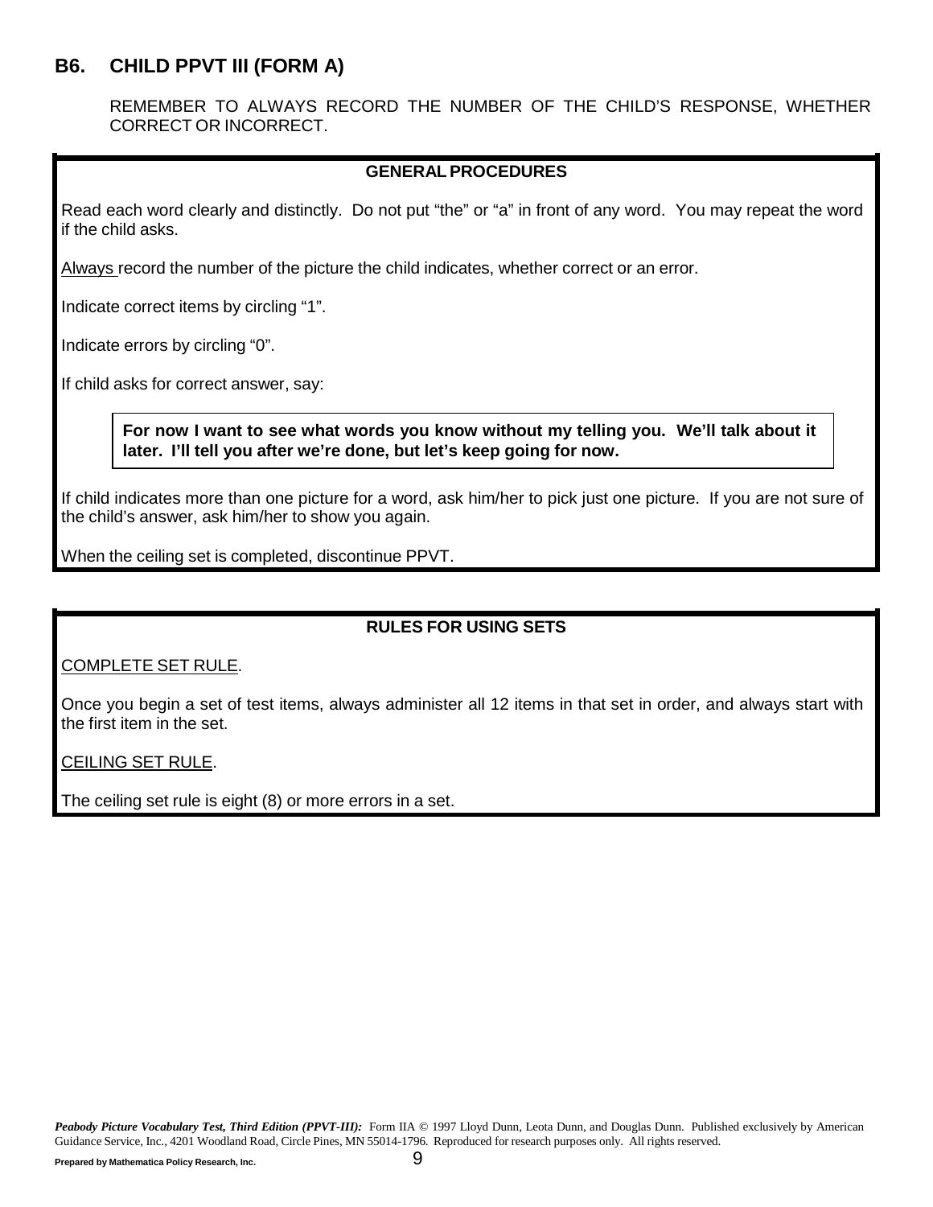## B6. CHILD PPVT III (FORM A)

REMEMBER TO ALWAYS RECORD THE NUMBER OF THE CHILD'S RESPONSE, WHETHER CORRECT OR INCORRECT.

**GENERAL PROCEDURES**

Read each word clearly and distinctly. Do not put "the" or "a" in front of any word. You may repeat the word if the child asks.

Always record the number of the picture the child indicates, whether correct or an error.

Indicate correct items by circling "1".

Indicate errors by circling "0".

If child asks for correct answer, say:

> **For now I want to see what words you know without my telling you. We'll talk about it later. I'll tell you after we're done, but let's keep going for now.**

If child indicates more than one picture for a word, ask him/her to pick just one picture. If you are not sure of the child's answer, ask him/her to show you again.

When the ceiling set is completed, discontinue PPVT.

**RULES FOR USING SETS**

COMPLETE SET RULE.

Once you begin a set of test items, always administer all 12 items in that set in order, and always start with the first item in the set.

CEILING SET RULE.

The ceiling set rule is eight (8) or more errors in a set.

***Peabody Picture Vocabulary Test, Third Edition (PPVT-III):*** Form IIA © 1997 Lloyd Dunn, Leota Dunn, and Douglas Dunn. Published exclusively by American Guidance Service, Inc., 4201 Woodland Road, Circle Pines, MN 55014-1796. Reproduced for research purposes only. All rights reserved.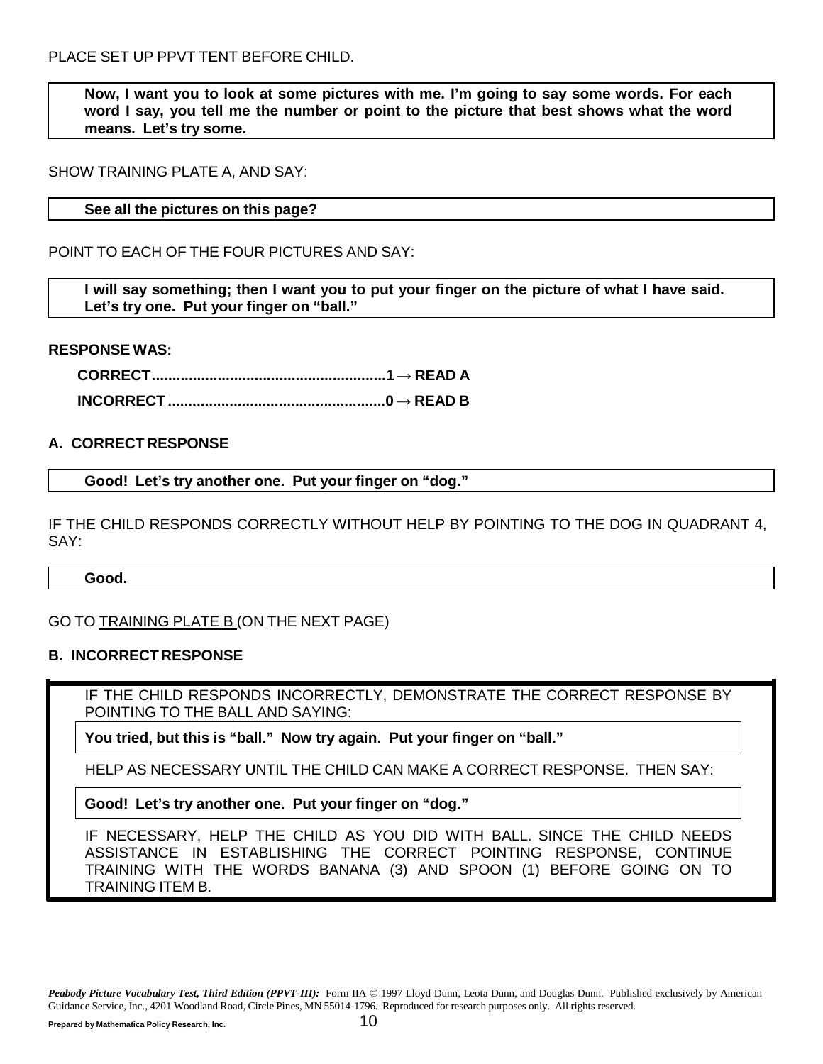PLACE SET UP PPVT TENT BEFORE CHILD.

> **Now, I want you to look at some pictures with me. I'm going to say some words. For each word I say, you tell me the number or point to the picture that best shows what the word means. Let's try some.**

SHOW TRAINING PLATE A, AND SAY:

> **See all the pictures on this page?**

POINT TO EACH OF THE FOUR PICTURES AND SAY:

> **I will say something; then I want you to put your finger on the picture of what I have said. Let's try one. Put your finger on "ball."**

**RESPONSE WAS:**

**CORRECT........................................................1 → READ A**

**INCORRECT ....................................................0 → READ B**

**A. CORRECT RESPONSE**

> **Good! Let's try another one. Put your finger on "dog."**

IF THE CHILD RESPONDS CORRECTLY WITHOUT HELP BY POINTING TO THE DOG IN QUADRANT 4, SAY:

> **Good.**

GO TO TRAINING PLATE B (ON THE NEXT PAGE)

**B. INCORRECT RESPONSE**

IF THE CHILD RESPONDS INCORRECTLY, DEMONSTRATE THE CORRECT RESPONSE BY POINTING TO THE BALL AND SAYING:

> **You tried, but this is "ball." Now try again. Put your finger on "ball."**

HELP AS NECESSARY UNTIL THE CHILD CAN MAKE A CORRECT RESPONSE. THEN SAY:

> **Good! Let's try another one. Put your finger on "dog."**

IF NECESSARY, HELP THE CHILD AS YOU DID WITH BALL. SINCE THE CHILD NEEDS ASSISTANCE IN ESTABLISHING THE CORRECT POINTING RESPONSE, CONTINUE TRAINING WITH THE WORDS BANANA (3) AND SPOON (1) BEFORE GOING ON TO TRAINING ITEM B.

***Peabody Picture Vocabulary Test, Third Edition (PPVT-III):*** Form IIA © 1997 Lloyd Dunn, Leota Dunn, and Douglas Dunn. Published exclusively by American Guidance Service, Inc., 4201 Woodland Road, Circle Pines, MN 55014-1796. Reproduced for research purposes only. All rights reserved.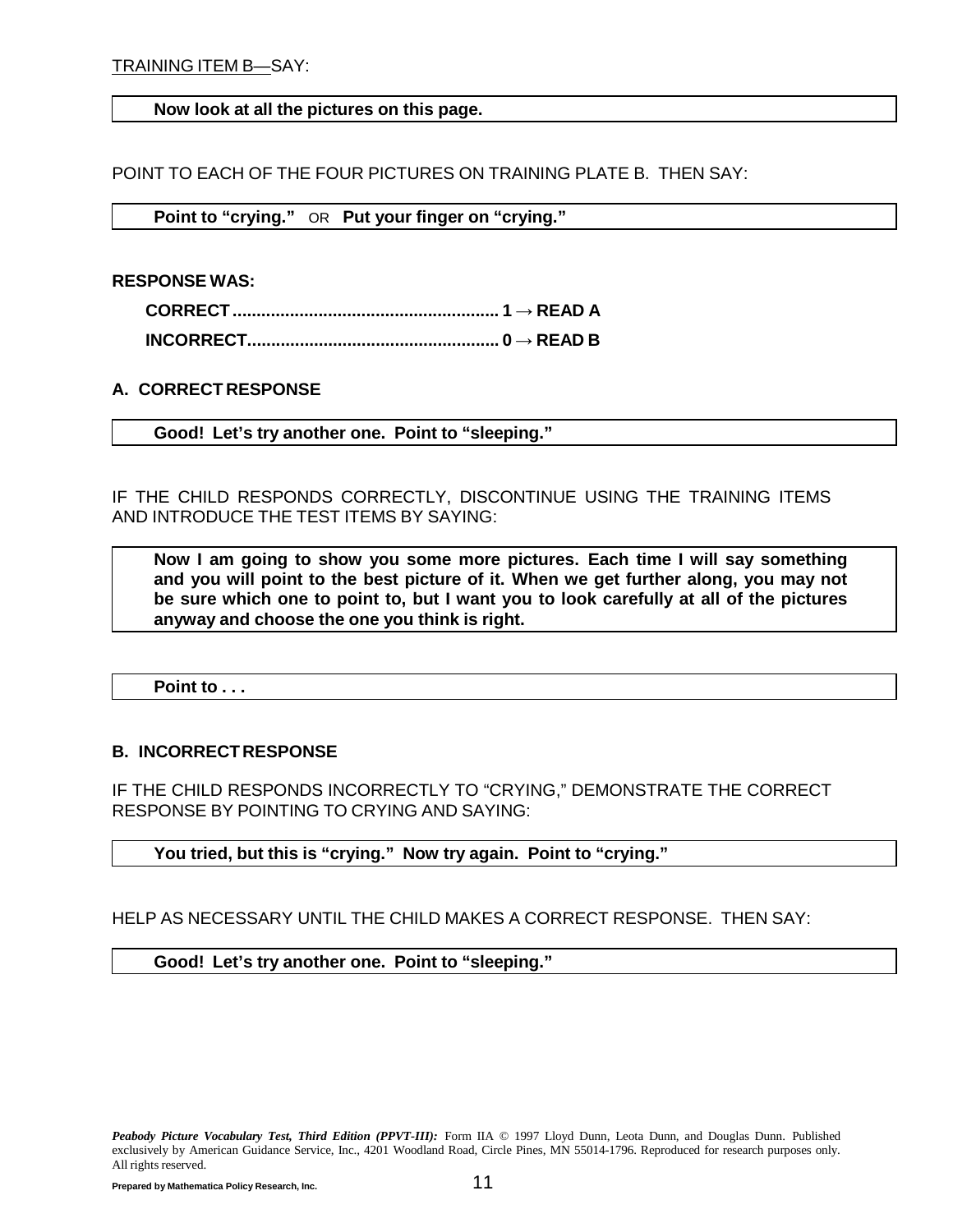TRAINING ITEM B—SAY:

**Now look at all the pictures on this page.**

POINT TO EACH OF THE FOUR PICTURES ON TRAINING PLATE B. THEN SAY:

**Point to "crying."** OR **Put your finger on "crying."**

**RESPONSE WAS:**

**CORRECT....................................................... 1 → READ A**

**INCORRECT..................................................... 0 → READ B**

**A. CORRECT RESPONSE**

**Good! Let's try another one. Point to "sleeping."**

IF THE CHILD RESPONDS CORRECTLY, DISCONTINUE USING THE TRAINING ITEMS AND INTRODUCE THE TEST ITEMS BY SAYING:

**Now I am going to show you some more pictures. Each time I will say something and you will point to the best picture of it. When we get further along, you may not be sure which one to point to, but I want you to look carefully at all of the pictures anyway and choose the one you think is right.**

**Point to . . .**

**B. INCORRECT RESPONSE**

IF THE CHILD RESPONDS INCORRECTLY TO "CRYING," DEMONSTRATE THE CORRECT RESPONSE BY POINTING TO CRYING AND SAYING:

**You tried, but this is "crying." Now try again. Point to "crying."**

HELP AS NECESSARY UNTIL THE CHILD MAKES A CORRECT RESPONSE. THEN SAY:

**Good! Let's try another one. Point to "sleeping."**

***Peabody Picture Vocabulary Test, Third Edition (PPVT-III):*** Form IIA © 1997 Lloyd Dunn, Leota Dunn, and Douglas Dunn. Published exclusively by American Guidance Service, Inc., 4201 Woodland Road, Circle Pines, MN 55014-1796. Reproduced for research purposes only. All rights reserved.

**Prepared by Mathematica Policy Research, Inc.**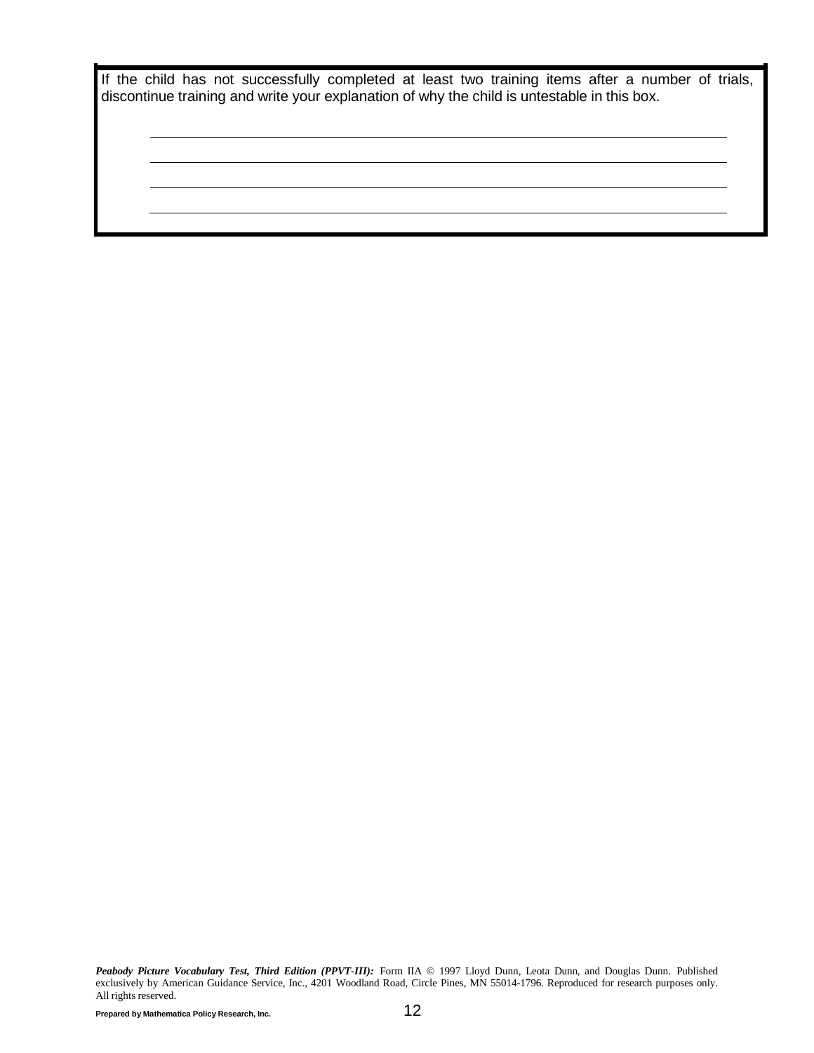If the child has not successfully completed at least two training items after a number of trials, discontinue training and write your explanation of why the child is untestable in this box.

\_\_\_\_\_\_\_\_\_\_\_\_\_\_\_\_\_\_\_\_\_\_\_\_\_\_\_\_\_\_\_\_\_\_\_\_\_\_\_\_\_\_\_\_\_\_\_\_\_\_\_\_\_\_\_\_\_\_\_\_\_\_\_\_\_\_\_\_\_\_\_\_

\_\_\_\_\_\_\_\_\_\_\_\_\_\_\_\_\_\_\_\_\_\_\_\_\_\_\_\_\_\_\_\_\_\_\_\_\_\_\_\_\_\_\_\_\_\_\_\_\_\_\_\_\_\_\_\_\_\_\_\_\_\_\_\_\_\_\_\_\_\_\_\_

\_\_\_\_\_\_\_\_\_\_\_\_\_\_\_\_\_\_\_\_\_\_\_\_\_\_\_\_\_\_\_\_\_\_\_\_\_\_\_\_\_\_\_\_\_\_\_\_\_\_\_\_\_\_\_\_\_\_\_\_\_\_\_\_\_\_\_\_\_\_\_\_

\_\_\_\_\_\_\_\_\_\_\_\_\_\_\_\_\_\_\_\_\_\_\_\_\_\_\_\_\_\_\_\_\_\_\_\_\_\_\_\_\_\_\_\_\_\_\_\_\_\_\_\_\_\_\_\_\_\_\_\_\_\_\_\_\_\_\_\_\_\_\_\_

***Peabody Picture Vocabulary Test, Third Edition (PPVT-III):*** Form IIA © 1997 Lloyd Dunn, Leota Dunn, and Douglas Dunn. Published exclusively by American Guidance Service, Inc., 4201 Woodland Road, Circle Pines, MN 55014-1796. Reproduced for research purposes only. All rights reserved.

**Prepared by Mathematica Policy Research, Inc.**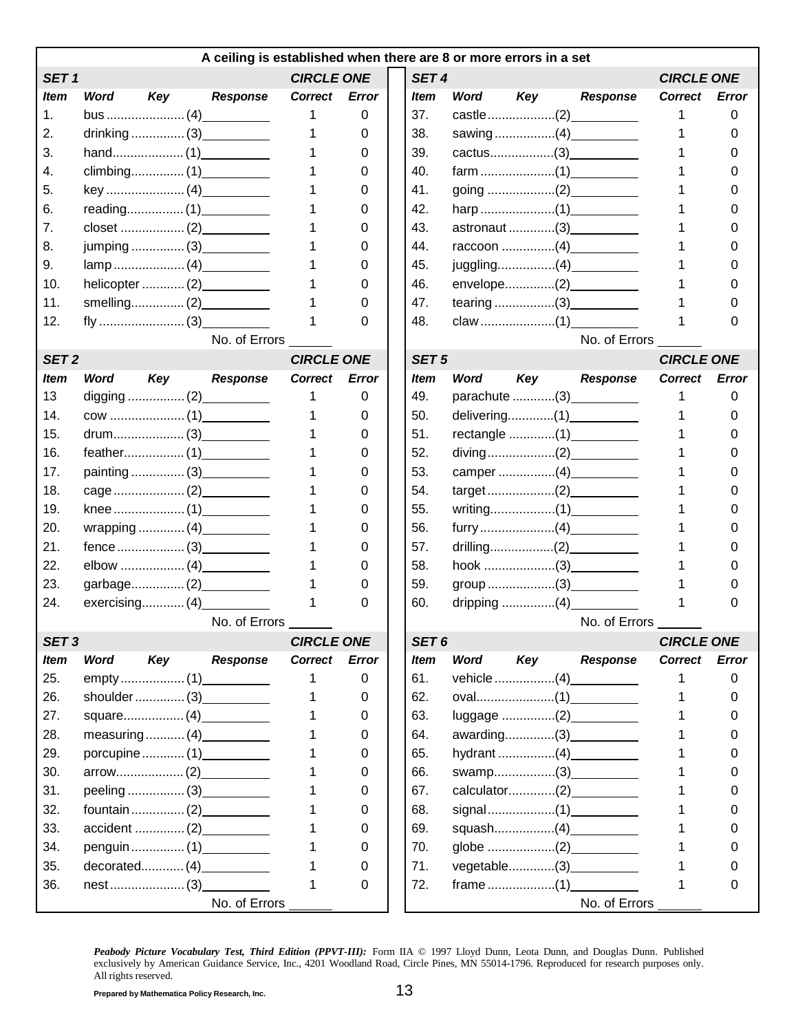**A ceiling is established when there are 8 or more errors in a set**

### SET 1

| Item | Word | Key | Response | Correct | Error |
|---|---|---|---|---|---|
| 1. | bus | (4) | | 1 | 0 |
| 2. | drinking | (3) | | 1 | 0 |
| 3. | hand | (1) | | 1 | 0 |
| 4. | climbing | (1) | | 1 | 0 |
| 5. | key | (4) | | 1 | 0 |
| 6. | reading | (1) | | 1 | 0 |
| 7. | closet | (2) | | 1 | 0 |
| 8. | jumping | (3) | | 1 | 0 |
| 9. | lamp | (4) | | 1 | 0 |
| 10. | helicopter | (2) | | 1 | 0 |
| 11. | smelling | (2) | | 1 | 0 |
| 12. | fly | (3) | | 1 | 0 |

No. of Errors ______

### SET 2

| Item | Word | Key | Response | Correct | Error |
|---|---|---|---|---|---|
| 13 | digging | (2) | | 1 | 0 |
| 14. | cow | (1) | | 1 | 0 |
| 15. | drum | (3) | | 1 | 0 |
| 16. | feather | (1) | | 1 | 0 |
| 17. | painting | (3) | | 1 | 0 |
| 18. | cage | (2) | | 1 | 0 |
| 19. | knee | (1) | | 1 | 0 |
| 20. | wrapping | (4) | | 1 | 0 |
| 21. | fence | (3) | | 1 | 0 |
| 22. | elbow | (4) | | 1 | 0 |
| 23. | garbage | (2) | | 1 | 0 |
| 24. | exercising | (4) | | 1 | 0 |

No. of Errors ______

### SET 3

| Item | Word | Key | Response | Correct | Error |
|---|---|---|---|---|---|
| 25. | empty | (1) | | 1 | 0 |
| 26. | shoulder | (3) | | 1 | 0 |
| 27. | square | (4) | | 1 | 0 |
| 28. | measuring | (4) | | 1 | 0 |
| 29. | porcupine | (1) | | 1 | 0 |
| 30. | arrow | (2) | | 1 | 0 |
| 31. | peeling | (3) | | 1 | 0 |
| 32. | fountain | (2) | | 1 | 0 |
| 33. | accident | (2) | | 1 | 0 |
| 34. | penguin | (1) | | 1 | 0 |
| 35. | decorated | (4) | | 1 | 0 |
| 36. | nest | (3) | | 1 | 0 |

No. of Errors ______

### SET 4

| Item | Word | Key | Response | Correct | Error |
|---|---|---|---|---|---|
| 37. | castle | (2) | | 1 | 0 |
| 38. | sawing | (4) | | 1 | 0 |
| 39. | cactus | (3) | | 1 | 0 |
| 40. | farm | (1) | | 1 | 0 |
| 41. | going | (2) | | 1 | 0 |
| 42. | harp | (1) | | 1 | 0 |
| 43. | astronaut | (3) | | 1 | 0 |
| 44. | raccoon | (4) | | 1 | 0 |
| 45. | juggling | (4) | | 1 | 0 |
| 46. | envelope | (2) | | 1 | 0 |
| 47. | tearing | (3) | | 1 | 0 |
| 48. | claw | (1) | | 1 | 0 |

No. of Errors ______

### SET 5

| Item | Word | Key | Response | Correct | Error |
|---|---|---|---|---|---|
| 49. | parachute | (3) | | 1 | 0 |
| 50. | delivering | (1) | | 1 | 0 |
| 51. | rectangle | (1) | | 1 | 0 |
| 52. | diving | (2) | | 1 | 0 |
| 53. | camper | (4) | | 1 | 0 |
| 54. | target | (2) | | 1 | 0 |
| 55. | writing | (1) | | 1 | 0 |
| 56. | furry | (4) | | 1 | 0 |
| 57. | drilling | (2) | | 1 | 0 |
| 58. | hook | (3) | | 1 | 0 |
| 59. | group | (3) | | 1 | 0 |
| 60. | dripping | (4) | | 1 | 0 |

No. of Errors ______

### SET 6

| Item | Word | Key | Response | Correct | Error |
|---|---|---|---|---|---|
| 61. | vehicle | (4) | | 1 | 0 |
| 62. | oval | (1) | | 1 | 0 |
| 63. | luggage | (2) | | 1 | 0 |
| 64. | awarding | (3) | | 1 | 0 |
| 65. | hydrant | (4) | | 1 | 0 |
| 66. | swamp | (3) | | 1 | 0 |
| 67. | calculator | (2) | | 1 | 0 |
| 68. | signal | (1) | | 1 | 0 |
| 69. | squash | (4) | | 1 | 0 |
| 70. | globe | (2) | | 1 | 0 |
| 71. | vegetable | (3) | | 1 | 0 |
| 72. | frame | (1) | | 1 | 0 |

No. of Errors ______

***Peabody Picture Vocabulary Test, Third Edition (PPVT-III):*** Form IIA © 1997 Lloyd Dunn, Leota Dunn, and Douglas Dunn. Published exclusively by American Guidance Service, Inc., 4201 Woodland Road, Circle Pines, MN 55014-1796. Reproduced for research purposes only. All rights reserved.

**Prepared by Mathematica Policy Research, Inc.**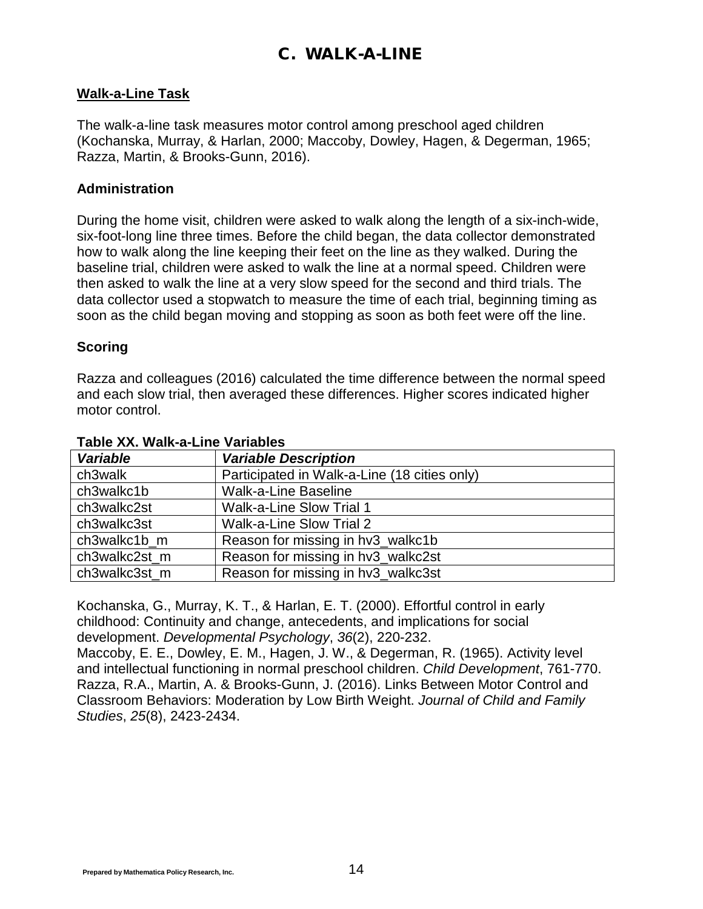# C. WALK-A-LINE

## Walk-a-Line Task

The walk-a-line task measures motor control among preschool aged children (Kochanska, Murray, & Harlan, 2000; Maccoby, Dowley, Hagen, & Degerman, 1965; Razza, Martin, & Brooks-Gunn, 2016).

### Administration

During the home visit, children were asked to walk along the length of a six-inch-wide, six-foot-long line three times. Before the child began, the data collector demonstrated how to walk along the line keeping their feet on the line as they walked. During the baseline trial, children were asked to walk the line at a normal speed. Children were then asked to walk the line at a very slow speed for the second and third trials. The data collector used a stopwatch to measure the time of each trial, beginning timing as soon as the child began moving and stopping as soon as both feet were off the line.

### Scoring

Razza and colleagues (2016) calculated the time difference between the normal speed and each slow trial, then averaged these differences. Higher scores indicated higher motor control.

**Table XX. Walk-a-Line Variables**

| ***Variable*** | ***Variable Description*** |
|---|---|
| ch3walk | Participated in Walk-a-Line (18 cities only) |
| ch3walkc1b | Walk-a-Line Baseline |
| ch3walkc2st | Walk-a-Line Slow Trial 1 |
| ch3walkc3st | Walk-a-Line Slow Trial 2 |
| ch3walkc1b_m | Reason for missing in hv3_walkc1b |
| ch3walkc2st_m | Reason for missing in hv3_walkc2st |
| ch3walkc3st_m | Reason for missing in hv3_walkc3st |

Kochanska, G., Murray, K. T., & Harlan, E. T. (2000). Effortful control in early childhood: Continuity and change, antecedents, and implications for social development. *Developmental Psychology*, *36*(2), 220-232.
Maccoby, E. E., Dowley, E. M., Hagen, J. W., & Degerman, R. (1965). Activity level and intellectual functioning in normal preschool children. *Child Development*, 761-770.
Razza, R.A., Martin, A. & Brooks-Gunn, J. (2016). Links Between Motor Control and Classroom Behaviors: Moderation by Low Birth Weight. *Journal of Child and Family Studies*, *25*(8), 2423-2434.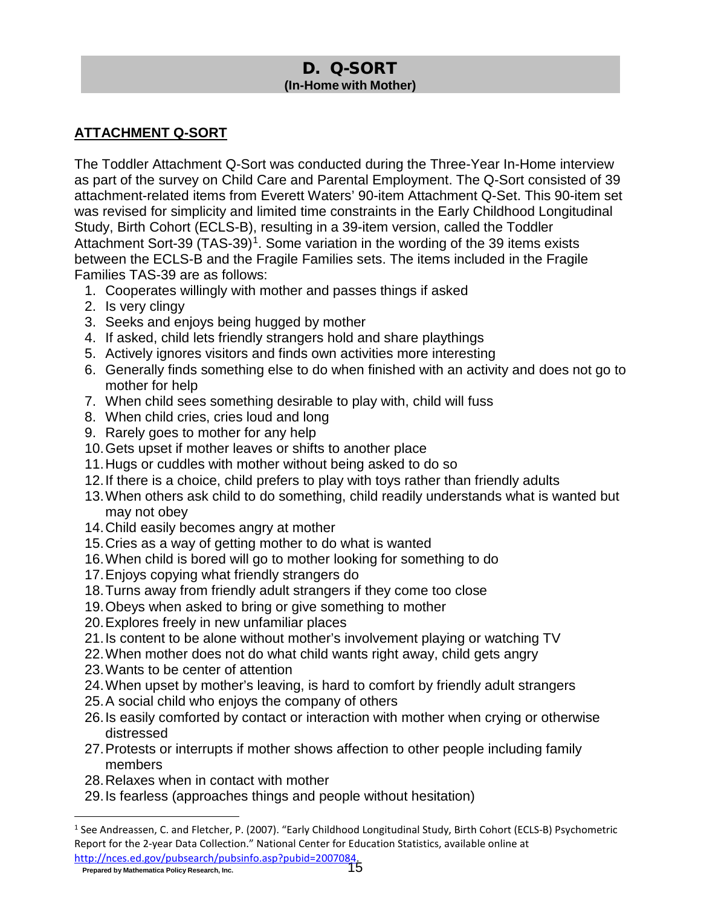## D. Q-SORT
**(In-Home with Mother)**

**ATTACHMENT Q-SORT**

The Toddler Attachment Q-Sort was conducted during the Three-Year In-Home interview as part of the survey on Child Care and Parental Employment. The Q-Sort consisted of 39 attachment-related items from Everett Waters' 90-item Attachment Q-Set. This 90-item set was revised for simplicity and limited time constraints in the Early Childhood Longitudinal Study, Birth Cohort (ECLS-B), resulting in a 39-item version, called the Toddler Attachment Sort-39 (TAS-39)[1]. Some variation in the wording of the 39 items exists between the ECLS-B and the Fragile Families sets. The items included in the Fragile Families TAS-39 are as follows:

1. Cooperates willingly with mother and passes things if asked
2. Is very clingy
3. Seeks and enjoys being hugged by mother
4. If asked, child lets friendly strangers hold and share playthings
5. Actively ignores visitors and finds own activities more interesting
6. Generally finds something else to do when finished with an activity and does not go to mother for help
7. When child sees something desirable to play with, child will fuss
8. When child cries, cries loud and long
9. Rarely goes to mother for any help
10. Gets upset if mother leaves or shifts to another place
11. Hugs or cuddles with mother without being asked to do so
12. If there is a choice, child prefers to play with toys rather than friendly adults
13. When others ask child to do something, child readily understands what is wanted but may not obey
14. Child easily becomes angry at mother
15. Cries as a way of getting mother to do what is wanted
16. When child is bored will go to mother looking for something to do
17. Enjoys copying what friendly strangers do
18. Turns away from friendly adult strangers if they come too close
19. Obeys when asked to bring or give something to mother
20. Explores freely in new unfamiliar places
21. Is content to be alone without mother's involvement playing or watching TV
22. When mother does not do what child wants right away, child gets angry
23. Wants to be center of attention
24. When upset by mother's leaving, is hard to comfort by friendly adult strangers
25. A social child who enjoys the company of others
26. Is easily comforted by contact or interaction with mother when crying or otherwise distressed
27. Protests or interrupts if mother shows affection to other people including family members
28. Relaxes when in contact with mother
29. Is fearless (approaches things and people without hesitation)

[1] See Andreassen, C. and Fletcher, P. (2007). "Early Childhood Longitudinal Study, Birth Cohort (ECLS-B) Psychometric Report for the 2-year Data Collection." National Center for Education Statistics, available online at http://nces.ed.gov/pubsearch/pubsinfo.asp?pubid=2007084.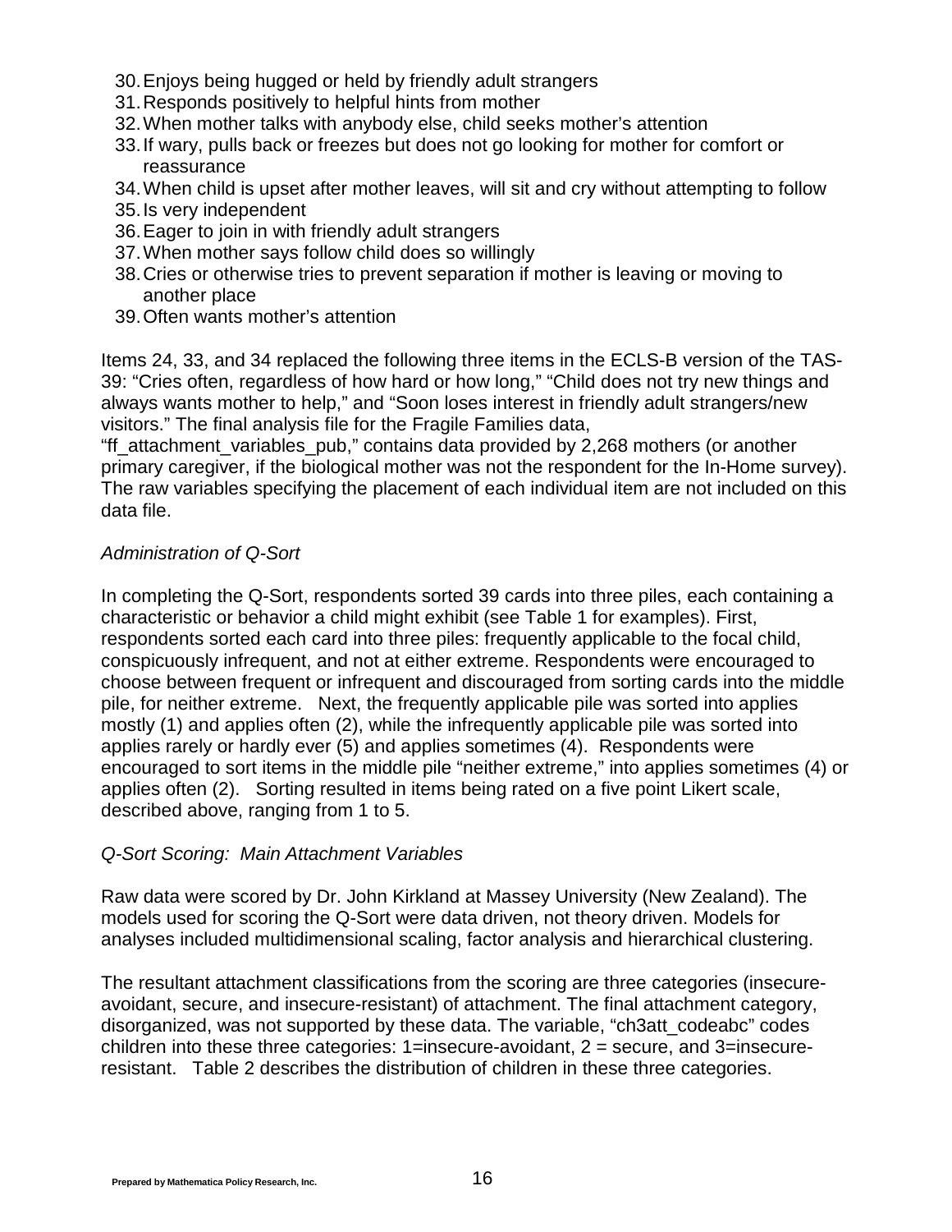30. Enjoys being hugged or held by friendly adult strangers
31. Responds positively to helpful hints from mother
32. When mother talks with anybody else, child seeks mother's attention
33. If wary, pulls back or freezes but does not go looking for mother for comfort or reassurance
34. When child is upset after mother leaves, will sit and cry without attempting to follow
35. Is very independent
36. Eager to join in with friendly adult strangers
37. When mother says follow child does so willingly
38. Cries or otherwise tries to prevent separation if mother is leaving or moving to another place
39. Often wants mother's attention

Items 24, 33, and 34 replaced the following three items in the ECLS-B version of the TAS-39: "Cries often, regardless of how hard or how long," "Child does not try new things and always wants mother to help," and "Soon loses interest in friendly adult strangers/new visitors." The final analysis file for the Fragile Families data, "ff_attachment_variables_pub," contains data provided by 2,268 mothers (or another primary caregiver, if the biological mother was not the respondent for the In-Home survey). The raw variables specifying the placement of each individual item are not included on this data file.

*Administration of Q-Sort*

In completing the Q-Sort, respondents sorted 39 cards into three piles, each containing a characteristic or behavior a child might exhibit (see Table 1 for examples). First, respondents sorted each card into three piles: frequently applicable to the focal child, conspicuously infrequent, and not at either extreme. Respondents were encouraged to choose between frequent or infrequent and discouraged from sorting cards into the middle pile, for neither extreme. Next, the frequently applicable pile was sorted into applies mostly (1) and applies often (2), while the infrequently applicable pile was sorted into applies rarely or hardly ever (5) and applies sometimes (4). Respondents were encouraged to sort items in the middle pile "neither extreme," into applies sometimes (4) or applies often (2). Sorting resulted in items being rated on a five point Likert scale, described above, ranging from 1 to 5.

*Q-Sort Scoring: Main Attachment Variables*

Raw data were scored by Dr. John Kirkland at Massey University (New Zealand). The models used for scoring the Q-Sort were data driven, not theory driven. Models for analyses included multidimensional scaling, factor analysis and hierarchical clustering.

The resultant attachment classifications from the scoring are three categories (insecure-avoidant, secure, and insecure-resistant) of attachment. The final attachment category, disorganized, was not supported by these data. The variable, "ch3att_codeabc" codes children into these three categories: 1=insecure-avoidant, 2 = secure, and 3=insecure-resistant. Table 2 describes the distribution of children in these three categories.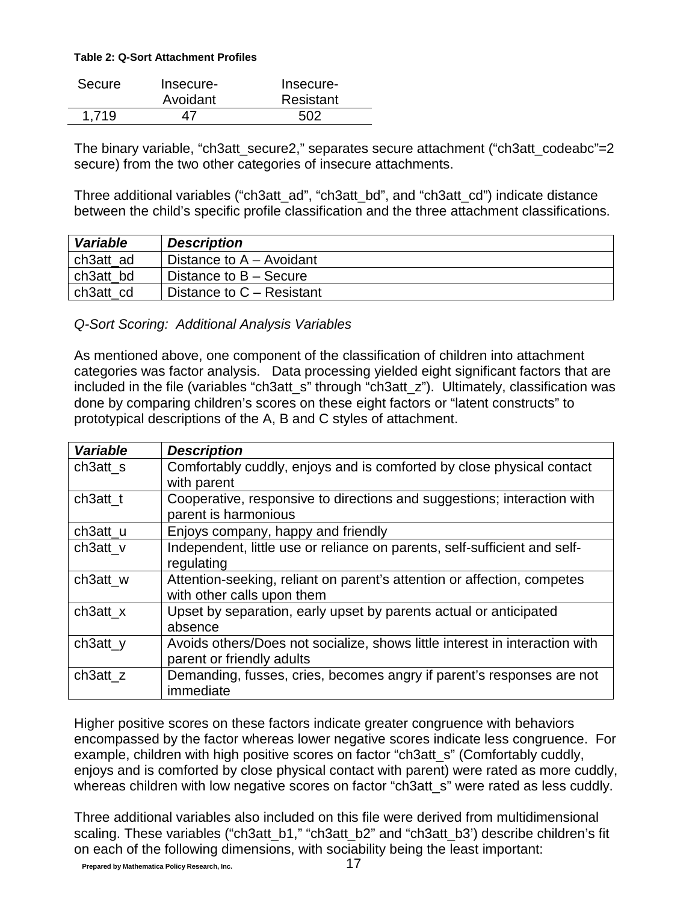**Table 2: Q-Sort Attachment Profiles**

| Secure | Insecure-Avoidant | Insecure-Resistant |
|---|---|---|
| 1,719 | 47 | 502 |

The binary variable, "ch3att_secure2," separates secure attachment ("ch3att_codeabc"=2 secure) from the two other categories of insecure attachments.

Three additional variables ("ch3att_ad", "ch3att_bd", and "ch3att_cd") indicate distance between the child's specific profile classification and the three attachment classifications.

| ***Variable*** | ***Description*** |
|---|---|
| ch3att_ad | Distance to A – Avoidant |
| ch3att_bd | Distance to B – Secure |
| ch3att_cd | Distance to C – Resistant |

*Q-Sort Scoring: Additional Analysis Variables*

As mentioned above, one component of the classification of children into attachment categories was factor analysis. Data processing yielded eight significant factors that are included in the file (variables "ch3att_s" through "ch3att_z"). Ultimately, classification was done by comparing children's scores on these eight factors or "latent constructs" to prototypical descriptions of the A, B and C styles of attachment.

| ***Variable*** | ***Description*** |
|---|---|
| ch3att_s | Comfortably cuddly, enjoys and is comforted by close physical contact with parent |
| ch3att_t | Cooperative, responsive to directions and suggestions; interaction with parent is harmonious |
| ch3att_u | Enjoys company, happy and friendly |
| ch3att_v | Independent, little use or reliance on parents, self-sufficient and self-regulating |
| ch3att_w | Attention-seeking, reliant on parent's attention or affection, competes with other calls upon them |
| ch3att_x | Upset by separation, early upset by parents actual or anticipated absence |
| ch3att_y | Avoids others/Does not socialize, shows little interest in interaction with parent or friendly adults |
| ch3att_z | Demanding, fusses, cries, becomes angry if parent's responses are not immediate |

Higher positive scores on these factors indicate greater congruence with behaviors encompassed by the factor whereas lower negative scores indicate less congruence. For example, children with high positive scores on factor "ch3att_s" (Comfortably cuddly, enjoys and is comforted by close physical contact with parent) were rated as more cuddly, whereas children with low negative scores on factor "ch3att_s" were rated as less cuddly.

Three additional variables also included on this file were derived from multidimensional scaling. These variables ("ch3att_b1," "ch3att_b2" and "ch3att_b3') describe children's fit on each of the following dimensions, with sociability being the least important: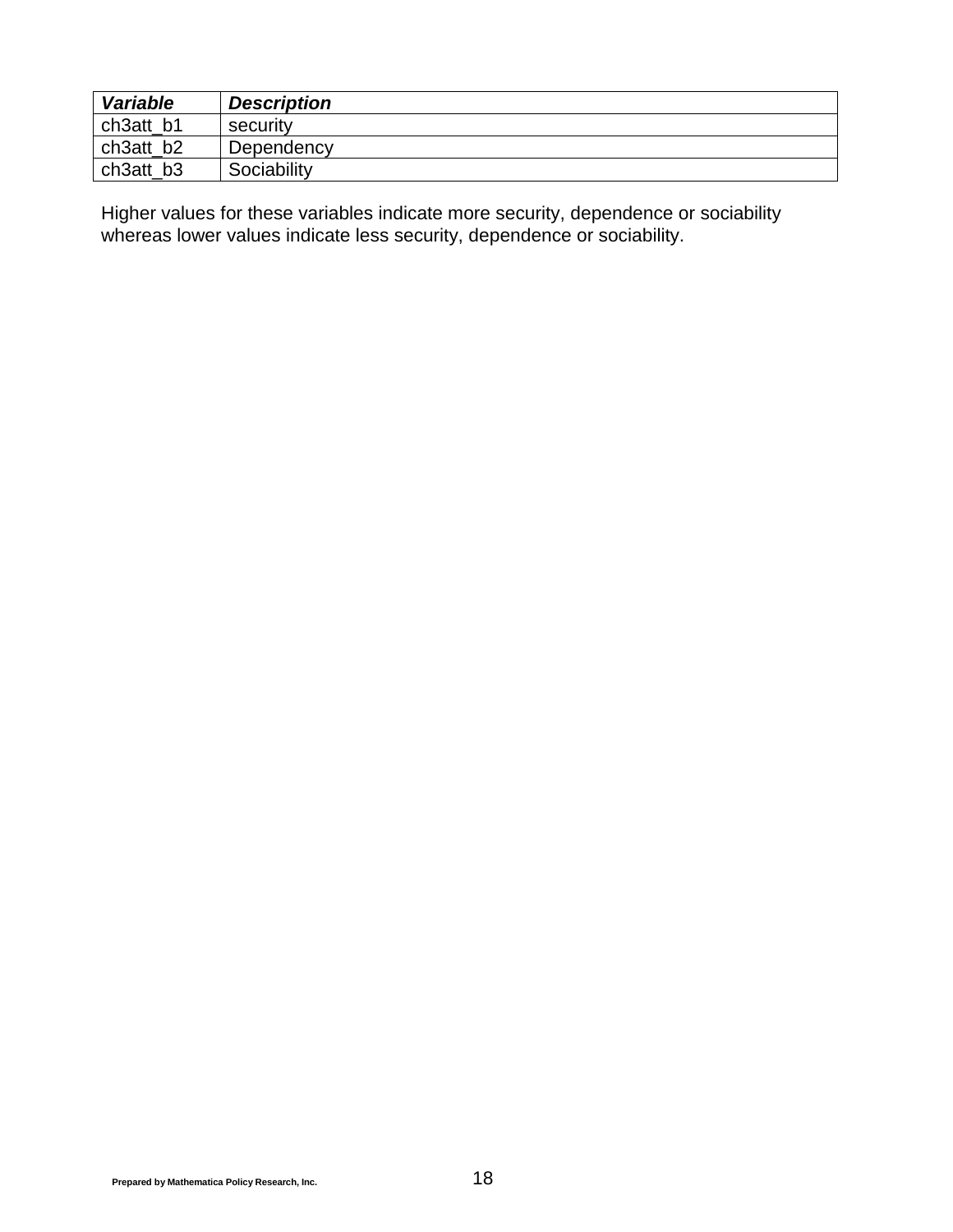| ***Variable*** | ***Description*** |
|---|---|
| ch3att_b1 | security |
| ch3att_b2 | Dependency |
| ch3att_b3 | Sociability |

Higher values for these variables indicate more security, dependence or sociability whereas lower values indicate less security, dependence or sociability.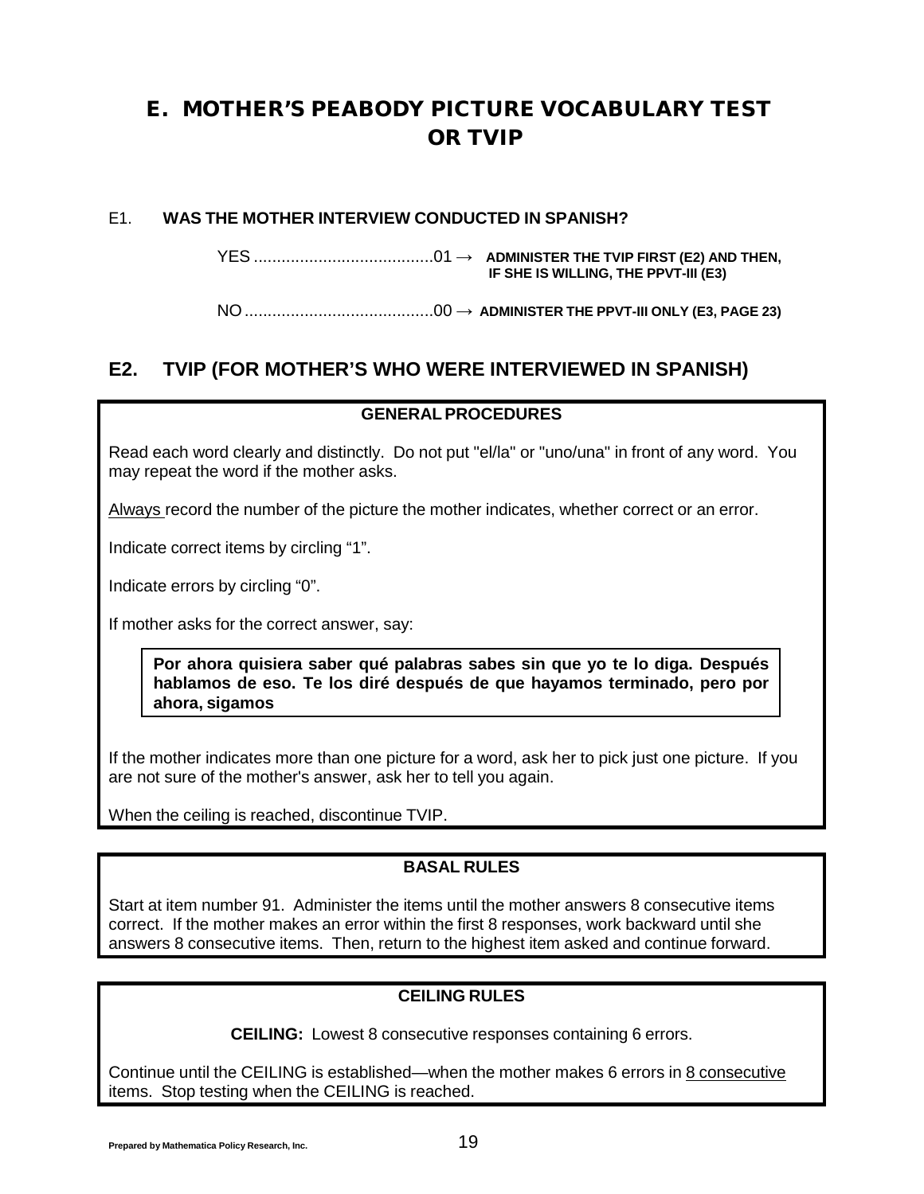# E. MOTHER'S PEABODY PICTURE VOCABULARY TEST OR TVIP

E1. **WAS THE MOTHER INTERVIEW CONDUCTED IN SPANISH?**

YES .......................................01 → **ADMINISTER THE TVIP FIRST (E2) AND THEN, IF SHE IS WILLING, THE PPVT-III (E3)**

NO .........................................00 → **ADMINISTER THE PPVT-III ONLY (E3, PAGE 23)**

## E2. TVIP (FOR MOTHER'S WHO WERE INTERVIEWED IN SPANISH)

**GENERAL PROCEDURES**

Read each word clearly and distinctly. Do not put "el/la" or "uno/una" in front of any word. You may repeat the word if the mother asks.

Always record the number of the picture the mother indicates, whether correct or an error.

Indicate correct items by circling "1".

Indicate errors by circling "0".

If mother asks for the correct answer, say:

> **Por ahora quisiera saber qué palabras sabes sin que yo te lo diga. Después hablamos de eso. Te los diré después de que hayamos terminado, pero por ahora, sigamos**

If the mother indicates more than one picture for a word, ask her to pick just one picture. If you are not sure of the mother's answer, ask her to tell you again.

When the ceiling is reached, discontinue TVIP.

**BASAL RULES**

Start at item number 91. Administer the items until the mother answers 8 consecutive items correct. If the mother makes an error within the first 8 responses, work backward until she answers 8 consecutive items. Then, return to the highest item asked and continue forward.

**CEILING RULES**

**CEILING:** Lowest 8 consecutive responses containing 6 errors.

Continue until the CEILING is established—when the mother makes 6 errors in 8 consecutive items. Stop testing when the CEILING is reached.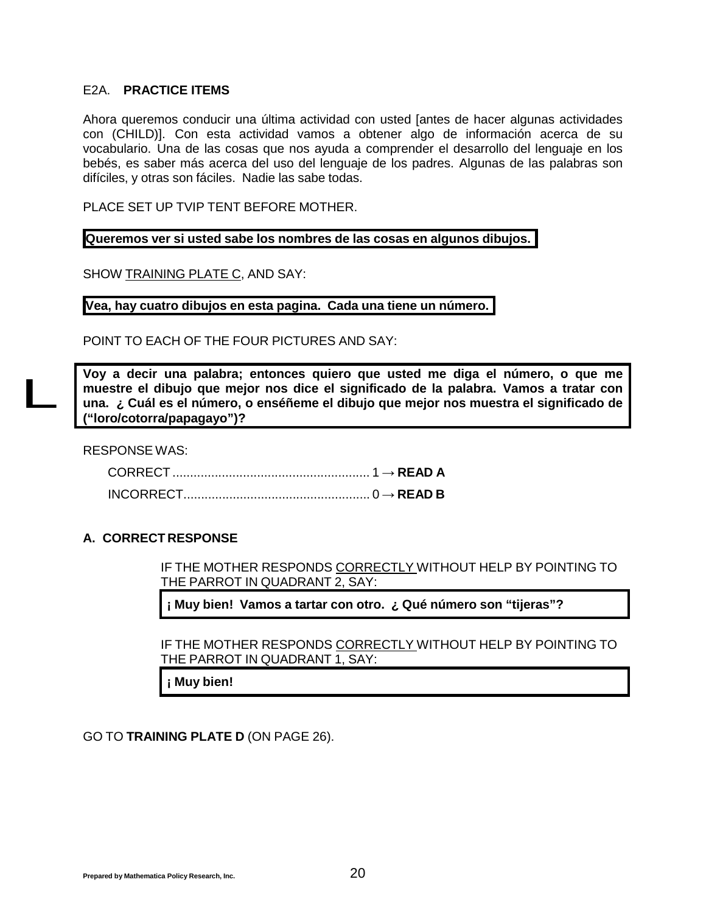### E2A. **PRACTICE ITEMS**

Ahora queremos conducir una última actividad con usted [antes de hacer algunas actividades con (CHILD)]. Con esta actividad vamos a obtener algo de información acerca de su vocabulario. Una de las cosas que nos ayuda a comprender el desarrollo del lenguaje en los bebés, es saber más acerca del uso del lenguaje de los padres. Algunas de las palabras son difíciles, y otras son fáciles. Nadie las sabe todas.

PLACE SET UP TVIP TENT BEFORE MOTHER.

**Queremos ver si usted sabe los nombres de las cosas en algunos dibujos.**

SHOW TRAINING PLATE C, AND SAY:

**Vea, hay cuatro dibujos en esta pagina. Cada una tiene un número.**

POINT TO EACH OF THE FOUR PICTURES AND SAY:

**Voy a decir una palabra; entonces quiero que usted me diga el número, o que me muestre el dibujo que mejor nos dice el significado de la palabra. Vamos a tratar con una. ¿ Cuál es el número, o enséñeme el dibujo que mejor nos muestra el significado de ("loro/cotorra/papagayo")?**

RESPONSE WAS:

CORRECT ........................................................ 1 → **READ A**

INCORRECT..................................................... 0 → **READ B**

**A. CORRECT RESPONSE**

IF THE MOTHER RESPONDS CORRECTLY WITHOUT HELP BY POINTING TO THE PARROT IN QUADRANT 2, SAY:

**¡ Muy bien! Vamos a tartar con otro. ¿ Qué número son "tijeras"?**

IF THE MOTHER RESPONDS CORRECTLY WITHOUT HELP BY POINTING TO THE PARROT IN QUADRANT 1, SAY:

**¡ Muy bien!**

GO TO **TRAINING PLATE D** (ON PAGE 26).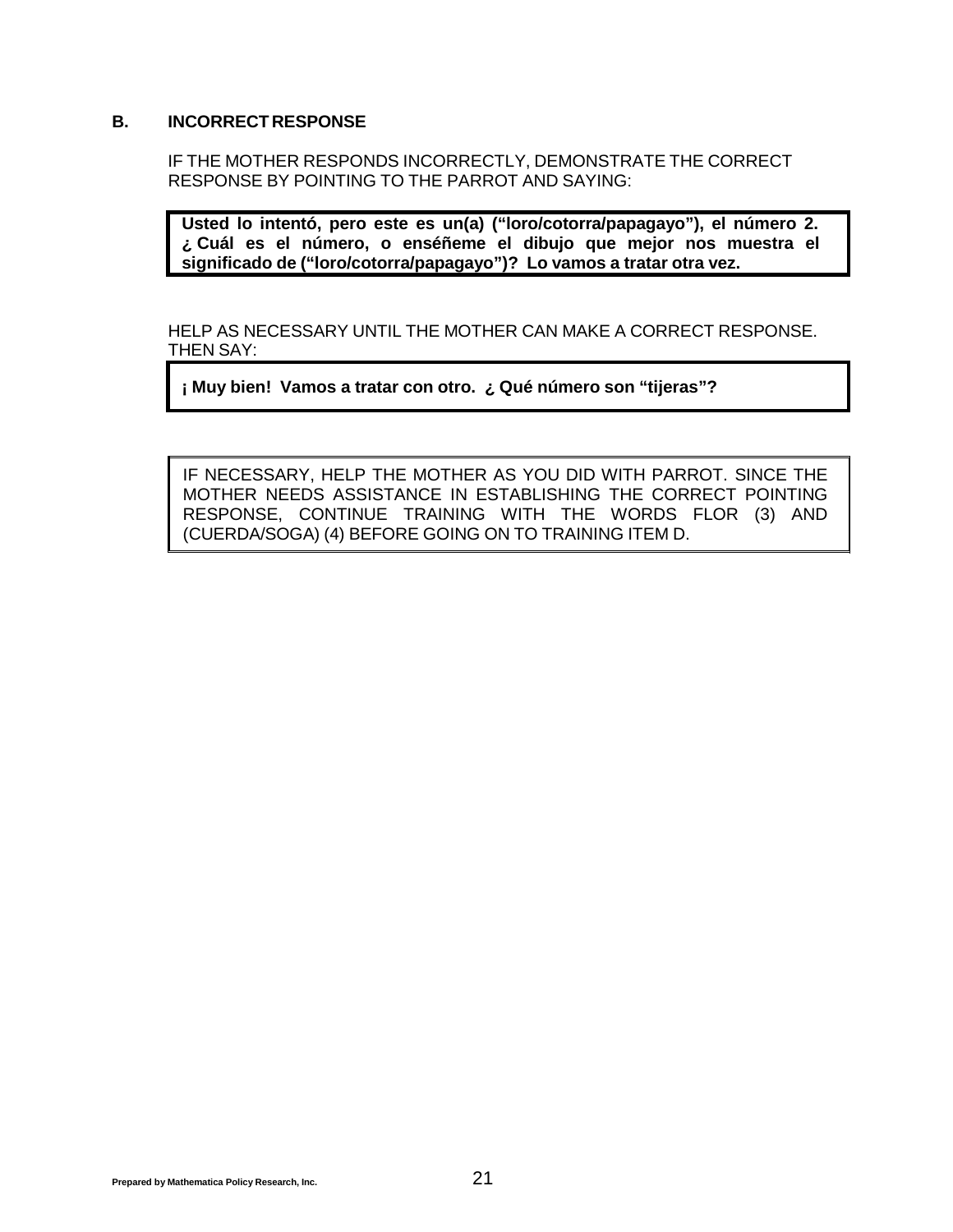## B. INCORRECT RESPONSE

IF THE MOTHER RESPONDS INCORRECTLY, DEMONSTRATE THE CORRECT RESPONSE BY POINTING TO THE PARROT AND SAYING:

> **Usted lo intentó, pero este es un(a) ("loro/cotorra/papagayo"), el número 2. ¿ Cuál es el número, o enséñeme el dibujo que mejor nos muestra el significado de ("loro/cotorra/papagayo")? Lo vamos a tratar otra vez.**

HELP AS NECESSARY UNTIL THE MOTHER CAN MAKE A CORRECT RESPONSE. THEN SAY:

> **¡ Muy bien! Vamos a tratar con otro. ¿ Qué número son "tijeras"?**

> IF NECESSARY, HELP THE MOTHER AS YOU DID WITH PARROT. SINCE THE MOTHER NEEDS ASSISTANCE IN ESTABLISHING THE CORRECT POINTING RESPONSE, CONTINUE TRAINING WITH THE WORDS FLOR (3) AND (CUERDA/SOGA) (4) BEFORE GOING ON TO TRAINING ITEM D.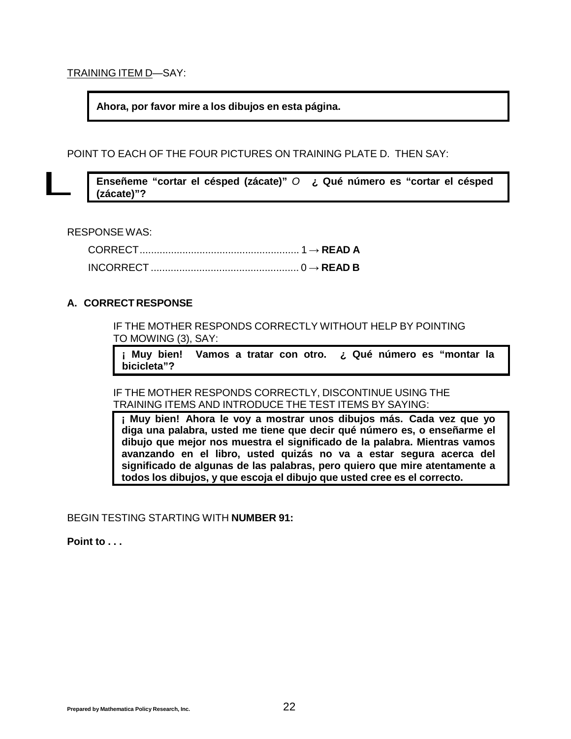<u>TRAINING ITEM D</u>—SAY:

> **Ahora, por favor mire a los dibujos en esta página.**

POINT TO EACH OF THE FOUR PICTURES ON TRAINING PLATE D. THEN SAY:

> **Enseñeme "cortar el césped (zácate)"** *O* **¿ Qué número es "cortar el césped (zácate)"?**

RESPONSE WAS:

CORRECT........................................................ 1 → **READ A**

INCORRECT .................................................... 0 → **READ B**

**A. CORRECT RESPONSE**

IF THE MOTHER RESPONDS CORRECTLY WITHOUT HELP BY POINTING TO MOWING (3), SAY:

> **¡ Muy bien! Vamos a tratar con otro. ¿ Qué número es "montar la bicicleta"?**

IF THE MOTHER RESPONDS CORRECTLY, DISCONTINUE USING THE TRAINING ITEMS AND INTRODUCE THE TEST ITEMS BY SAYING:

> **¡ Muy bien! Ahora le voy a mostrar unos dibujos más. Cada vez que yo diga una palabra, usted me tiene que decir qué número es, o enseñarme el dibujo que mejor nos muestra el significado de la palabra. Mientras vamos avanzando en el libro, usted quizás no va a estar segura acerca del significado de algunas de las palabras, pero quiero que mire atentamente a todos los dibujos, y que escoja el dibujo que usted cree es el correcto.**

BEGIN TESTING STARTING WITH **NUMBER 91:**

**Point to . . .**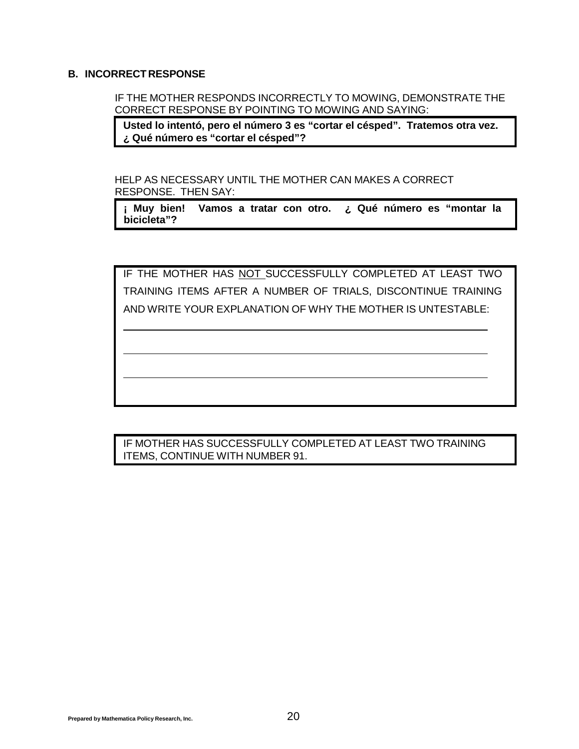### B. INCORRECT RESPONSE

IF THE MOTHER RESPONDS INCORRECTLY TO MOWING, DEMONSTRATE THE CORRECT RESPONSE BY POINTING TO MOWING AND SAYING:

**Usted lo intentó, pero el número 3 es "cortar el césped". Tratemos otra vez. ¿ Qué número es "cortar el césped"?**

HELP AS NECESSARY UNTIL THE MOTHER CAN MAKES A CORRECT RESPONSE. THEN SAY:

**¡ Muy bien! Vamos a tratar con otro. ¿ Qué número es "montar la bicicleta"?**

IF THE MOTHER HAS NOT SUCCESSFULLY COMPLETED AT LEAST TWO TRAINING ITEMS AFTER A NUMBER OF TRIALS, DISCONTINUE TRAINING AND WRITE YOUR EXPLANATION OF WHY THE MOTHER IS UNTESTABLE:

______________________________________________________________

______________________________________________________________

______________________________________________________________

IF MOTHER HAS SUCCESSFULLY COMPLETED AT LEAST TWO TRAINING ITEMS, CONTINUE WITH NUMBER 91.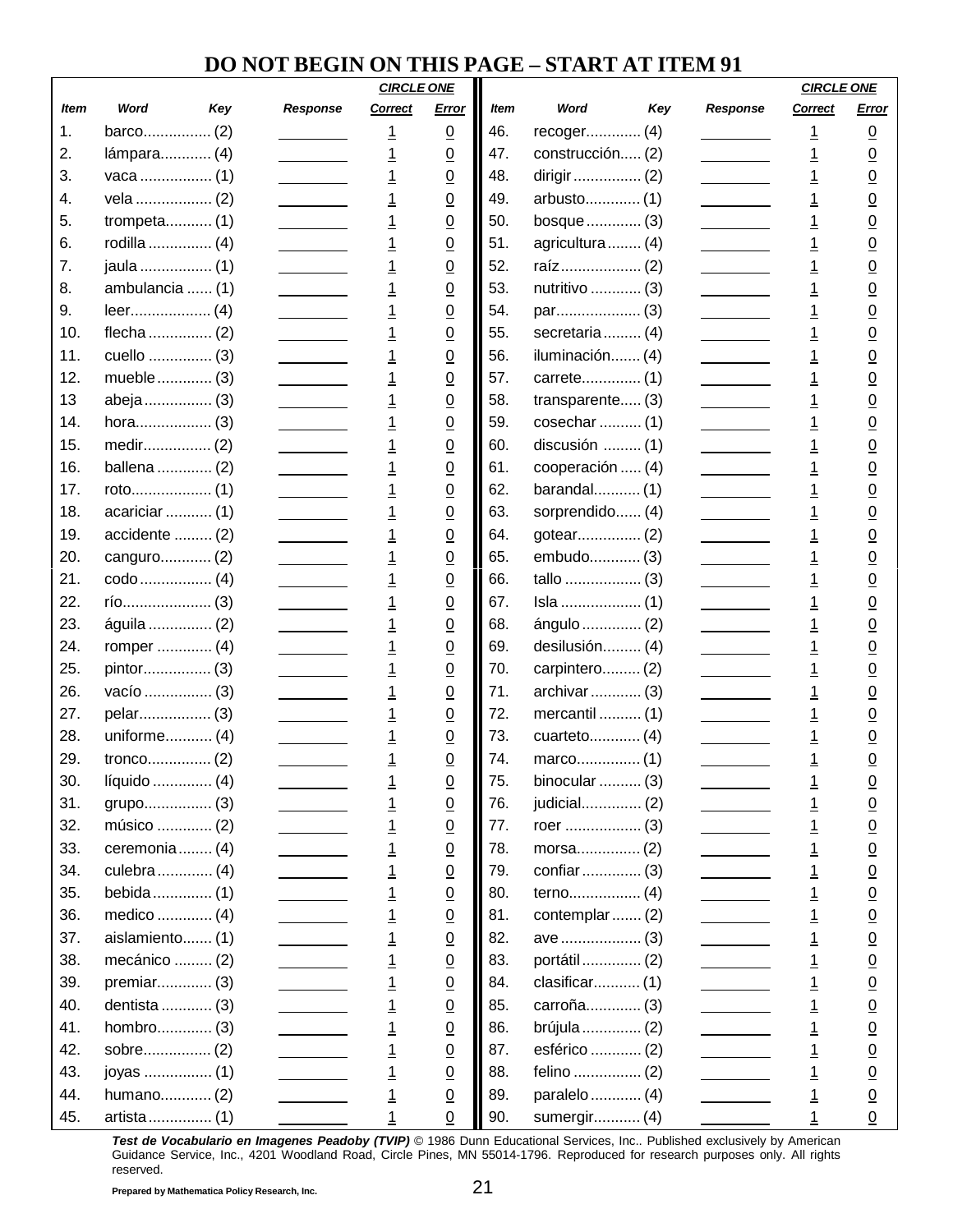## DO NOT BEGIN ON THIS PAGE – START AT ITEM 91

| Item | Word | Key | Response | Correct | Error | Item | Word | Key | Response | Correct | Error |
|---|---|---|---|---|---|---|---|---|---|---|---|
| | | | | CIRCLE ONE | | | | | | CIRCLE ONE | |
| 1. | barco | (2) | ________ | 1 | 0 | 46. | recoger | (4) | ________ | 1 | 0 |
| 2. | lámpara | (4) | ________ | 1 | 0 | 47. | construcción | (2) | ________ | 1 | 0 |
| 3. | vaca | (1) | ________ | 1 | 0 | 48. | dirigir | (2) | ________ | 1 | 0 |
| 4. | vela | (2) | ________ | 1 | 0 | 49. | arbusto | (1) | ________ | 1 | 0 |
| 5. | trompeta | (1) | ________ | 1 | 0 | 50. | bosque | (3) | ________ | 1 | 0 |
| 6. | rodilla | (4) | ________ | 1 | 0 | 51. | agricultura | (4) | ________ | 1 | 0 |
| 7. | jaula | (1) | ________ | 1 | 0 | 52. | raíz | (2) | ________ | 1 | 0 |
| 8. | ambulancia | (1) | ________ | 1 | 0 | 53. | nutritivo | (3) | ________ | 1 | 0 |
| 9. | leer | (4) | ________ | 1 | 0 | 54. | par | (3) | ________ | 1 | 0 |
| 10. | flecha | (2) | ________ | 1 | 0 | 55. | secretaria | (4) | ________ | 1 | 0 |
| 11. | cuello | (3) | ________ | 1 | 0 | 56. | iluminación | (4) | ________ | 1 | 0 |
| 12. | mueble | (3) | ________ | 1 | 0 | 57. | carrete | (1) | ________ | 1 | 0 |
| 13 | abeja | (3) | ________ | 1 | 0 | 58. | transparente | (3) | ________ | 1 | 0 |
| 14. | hora | (3) | ________ | 1 | 0 | 59. | cosechar | (1) | ________ | 1 | 0 |
| 15. | medir | (2) | ________ | 1 | 0 | 60. | discusión | (1) | ________ | 1 | 0 |
| 16. | ballena | (2) | ________ | 1 | 0 | 61. | cooperación | (4) | ________ | 1 | 0 |
| 17. | roto | (1) | ________ | 1 | 0 | 62. | barandal | (1) | ________ | 1 | 0 |
| 18. | acariciar | (1) | ________ | 1 | 0 | 63. | sorprendido | (4) | ________ | 1 | 0 |
| 19. | accidente | (2) | ________ | 1 | 0 | 64. | gotear | (2) | ________ | 1 | 0 |
| 20. | canguro | (2) | ________ | 1 | 0 | 65. | embudo | (3) | ________ | 1 | 0 |
| 21. | codo | (4) | ________ | 1 | 0 | 66. | tallo | (3) | ________ | 1 | 0 |
| 22. | río | (3) | ________ | 1 | 0 | 67. | Isla | (1) | ________ | 1 | 0 |
| 23. | águila | (2) | ________ | 1 | 0 | 68. | ángulo | (2) | ________ | 1 | 0 |
| 24. | romper | (4) | ________ | 1 | 0 | 69. | desilusión | (4) | ________ | 1 | 0 |
| 25. | pintor | (3) | ________ | 1 | 0 | 70. | carpintero | (2) | ________ | 1 | 0 |
| 26. | vacío | (3) | ________ | 1 | 0 | 71. | archivar | (3) | ________ | 1 | 0 |
| 27. | pelar | (3) | ________ | 1 | 0 | 72. | mercantil | (1) | ________ | 1 | 0 |
| 28. | uniforme | (4) | ________ | 1 | 0 | 73. | cuarteto | (4) | ________ | 1 | 0 |
| 29. | tronco | (2) | ________ | 1 | 0 | 74. | marco | (1) | ________ | 1 | 0 |
| 30. | líquido | (4) | ________ | 1 | 0 | 75. | binocular | (3) | ________ | 1 | 0 |
| 31. | grupo | (3) | ________ | 1 | 0 | 76. | judicial | (2) | ________ | 1 | 0 |
| 32. | músico | (2) | ________ | 1 | 0 | 77. | roer | (3) | ________ | 1 | 0 |
| 33. | ceremonia | (4) | ________ | 1 | 0 | 78. | morsa | (2) | ________ | 1 | 0 |
| 34. | culebra | (4) | ________ | 1 | 0 | 79. | confiar | (3) | ________ | 1 | 0 |
| 35. | bebida | (1) | ________ | 1 | 0 | 80. | terno | (4) | ________ | 1 | 0 |
| 36. | medico | (4) | ________ | 1 | 0 | 81. | contemplar | (2) | ________ | 1 | 0 |
| 37. | aislamiento | (1) | ________ | 1 | 0 | 82. | ave | (3) | ________ | 1 | 0 |
| 38. | mecánico | (2) | ________ | 1 | 0 | 83. | portátil | (2) | ________ | 1 | 0 |
| 39. | premiar | (3) | ________ | 1 | 0 | 84. | clasificar | (1) | ________ | 1 | 0 |
| 40. | dentista | (3) | ________ | 1 | 0 | 85. | carroña | (3) | ________ | 1 | 0 |
| 41. | hombro | (3) | ________ | 1 | 0 | 86. | brújula | (2) | ________ | 1 | 0 |
| 42. | sobre | (2) | ________ | 1 | 0 | 87. | esférico | (2) | ________ | 1 | 0 |
| 43. | joyas | (1) | ________ | 1 | 0 | 88. | felino | (2) | ________ | 1 | 0 |
| 44. | humano | (2) | ________ | 1 | 0 | 89. | paralelo | (4) | ________ | 1 | 0 |
| 45. | artista | (1) | ________ | 1 | 0 | 90. | sumergir | (4) | ________ | 1 | 0 |

***Test de Vocabulario en Imagenes Peadoby (TVIP)*** © 1986 Dunn Educational Services, Inc.. Published exclusively by American Guidance Service, Inc., 4201 Woodland Road, Circle Pines, MN 55014-1796. Reproduced for research purposes only. All rights reserved.

**Prepared by Mathematica Policy Research, Inc.**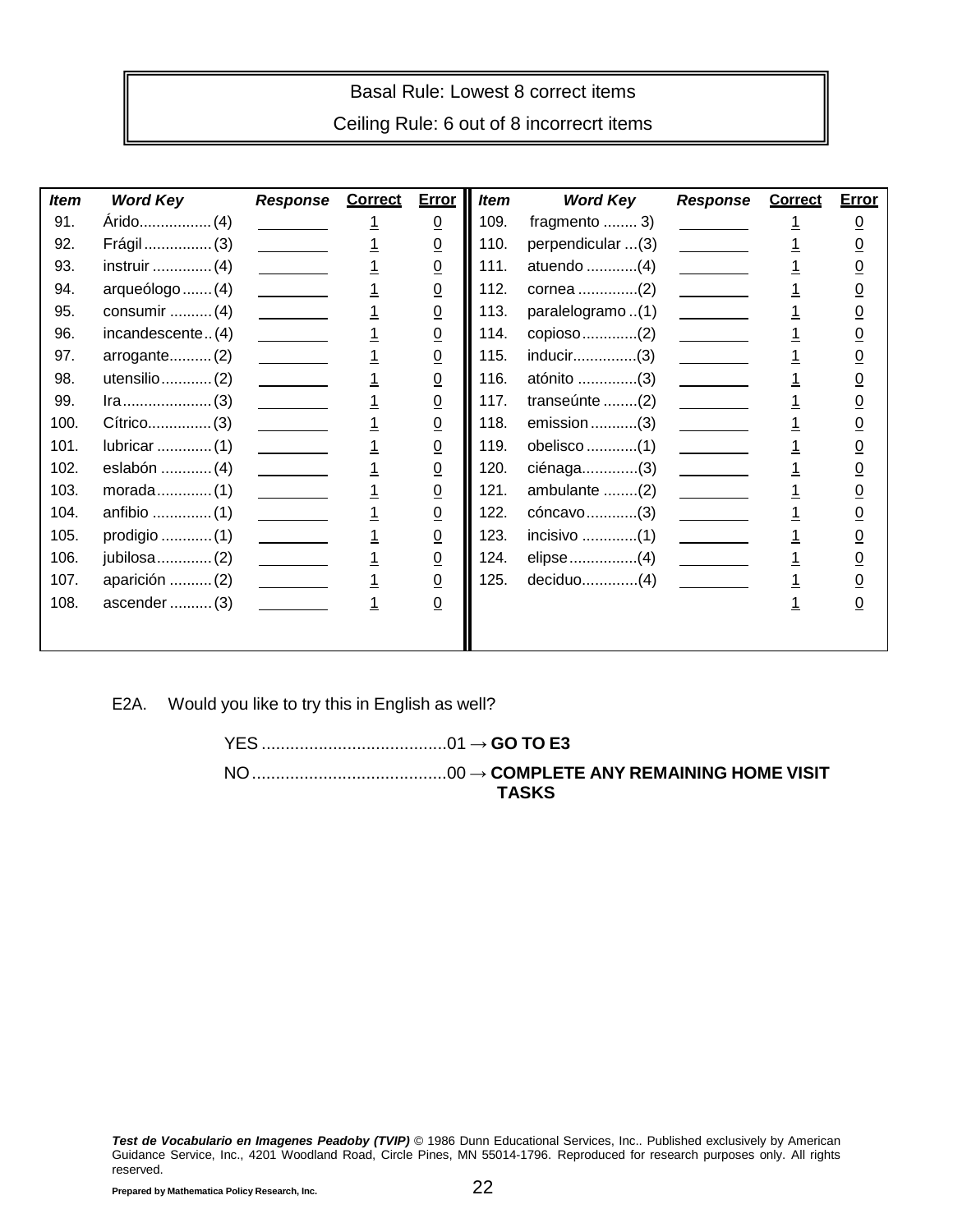| Basal Rule: Lowest 8 correct items |
| --- |
| Ceiling Rule: 6 out of 8 incorrecrt items |

| Item | Word Key | Response | Correct | Error | Item | Word Key | Response | Correct | Error |
| --- | --- | --- | --- | --- | --- | --- | --- | --- | --- |
| 91. | Árido................. (4) | ________ | 1 | 0 | 109. | fragmento ........ 3) | ________ | 1 | 0 |
| 92. | Frágil ................ (3) | ________ | 1 | 0 | 110. | perpendicular ...(3) | ________ | 1 | 0 |
| 93. | instruir .............. (4) | ________ | 1 | 0 | 111. | atuendo ............(4) | ________ | 1 | 0 |
| 94. | arqueólogo ....... (4) | ________ | 1 | 0 | 112. | cornea ..............(2) | ________ | 1 | 0 |
| 95. | consumir .......... (4) | ________ | 1 | 0 | 113. | paralelogramo ..(1) | ________ | 1 | 0 |
| 96. | incandescente .. (4) | ________ | 1 | 0 | 114. | copioso.............(2) | ________ | 1 | 0 |
| 97. | arrogante.......... (2) | ________ | 1 | 0 | 115. | inducir...............(3) | ________ | 1 | 0 |
| 98. | utensilio ............ (2) | ________ | 1 | 0 | 116. | atónito ..............(3) | ________ | 1 | 0 |
| 99. | Ira ..................... (3) | ________ | 1 | 0 | 117. | transeúnte ........(2) | ________ | 1 | 0 |
| 100. | Cítrico............... (3) | ________ | 1 | 0 | 118. | emission ...........(3) | ________ | 1 | 0 |
| 101. | lubricar ............. (1) | ________ | 1 | 0 | 119. | obelisco ............(1) | ________ | 1 | 0 |
| 102. | eslabón ............ (4) | ________ | 1 | 0 | 120. | ciénaga.............(3) | ________ | 1 | 0 |
| 103. | morada ............. (1) | ________ | 1 | 0 | 121. | ambulante ........(2) | ________ | 1 | 0 |
| 104. | anfibio .............. (1) | ________ | 1 | 0 | 122. | cóncavo............(3) | ________ | 1 | 0 |
| 105. | prodigio ............ (1) | ________ | 1 | 0 | 123. | incisivo .............(1) | ________ | 1 | 0 |
| 106. | jubilosa............. (2) | ________ | 1 | 0 | 124. | elipse................(4) | ________ | 1 | 0 |
| 107. | aparición .......... (2) | ________ | 1 | 0 | 125. | deciduo.............(4) | ________ | 1 | 0 |
| 108. | ascender .......... (3) | ________ | 1 | 0 | | | | 1 | 0 |

E2A. Would you like to try this in English as well?

YES .......................................01 → **GO TO E3**

NO.........................................00 → **COMPLETE ANY REMAINING HOME VISIT TASKS**

***Test de Vocabulario en Imagenes Peadoby (TVIP)*** © 1986 Dunn Educational Services, Inc.. Published exclusively by American Guidance Service, Inc., 4201 Woodland Road, Circle Pines, MN 55014-1796. Reproduced for research purposes only. All rights reserved.

**Prepared by Mathematica Policy Research, Inc.**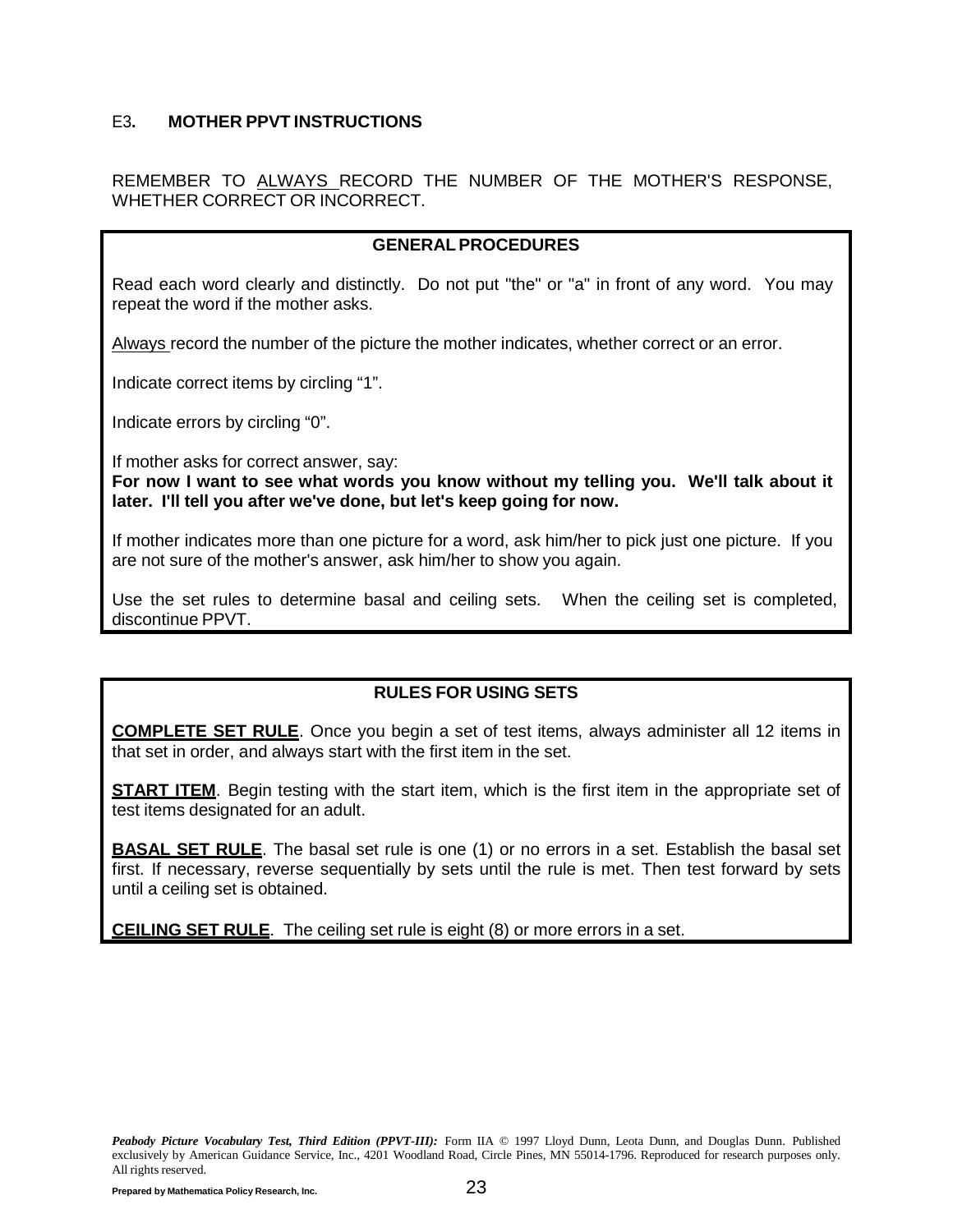## E3. MOTHER PPVT INSTRUCTIONS

REMEMBER TO ALWAYS RECORD THE NUMBER OF THE MOTHER'S RESPONSE, WHETHER CORRECT OR INCORRECT.

### GENERAL PROCEDURES

Read each word clearly and distinctly. Do not put "the" or "a" in front of any word. You may repeat the word if the mother asks.

Always record the number of the picture the mother indicates, whether correct or an error.

Indicate correct items by circling “1”.

Indicate errors by circling “0”.

If mother asks for correct answer, say:
**For now I want to see what words you know without my telling you. We'll talk about it later. I'll tell you after we've done, but let's keep going for now.**

If mother indicates more than one picture for a word, ask him/her to pick just one picture. If you are not sure of the mother's answer, ask him/her to show you again.

Use the set rules to determine basal and ceiling sets. When the ceiling set is completed, discontinue PPVT.

### RULES FOR USING SETS

**COMPLETE SET RULE**. Once you begin a set of test items, always administer all 12 items in that set in order, and always start with the first item in the set.

**START ITEM**. Begin testing with the start item, which is the first item in the appropriate set of test items designated for an adult.

**BASAL SET RULE**. The basal set rule is one (1) or no errors in a set. Establish the basal set first. If necessary, reverse sequentially by sets until the rule is met. Then test forward by sets until a ceiling set is obtained.

**CEILING SET RULE**. The ceiling set rule is eight (8) or more errors in a set.

***Peabody Picture Vocabulary Test, Third Edition (PPVT-III):*** Form IIA © 1997 Lloyd Dunn, Leota Dunn, and Douglas Dunn. Published exclusively by American Guidance Service, Inc., 4201 Woodland Road, Circle Pines, MN 55014-1796. Reproduced for research purposes only. All rights reserved.

**Prepared by Mathematica Policy Research, Inc.**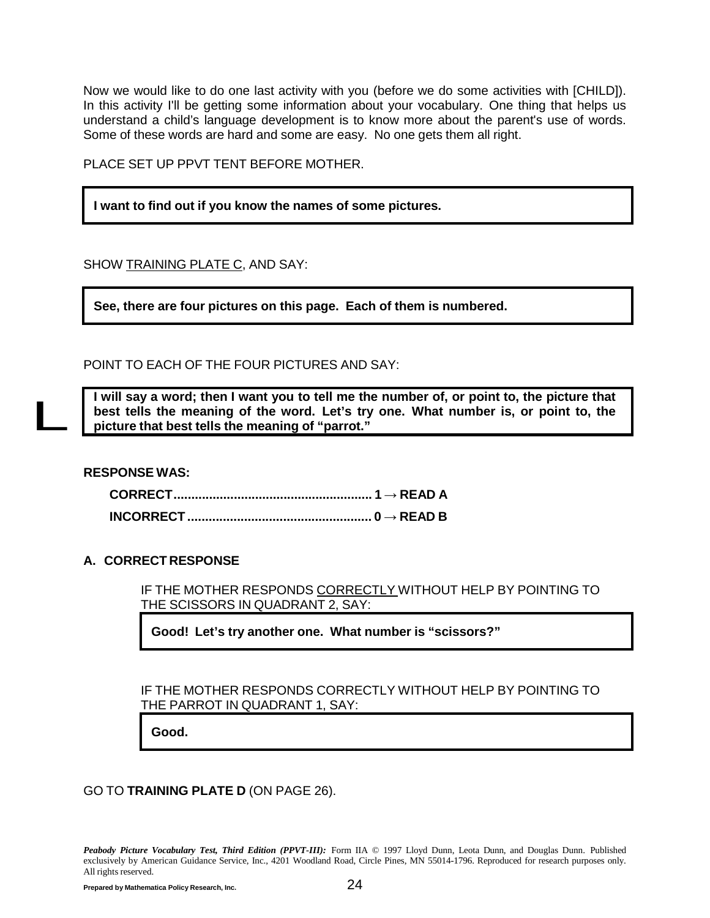Now we would like to do one last activity with you (before we do some activities with [CHILD]). In this activity I'll be getting some information about your vocabulary. One thing that helps us understand a child's language development is to know more about the parent's use of words. Some of these words are hard and some are easy. No one gets them all right.

PLACE SET UP PPVT TENT BEFORE MOTHER.

> **I want to find out if you know the names of some pictures.**

SHOW TRAINING PLATE C, AND SAY:

> **See, there are four pictures on this page. Each of them is numbered.**

POINT TO EACH OF THE FOUR PICTURES AND SAY:

> **I will say a word; then I want you to tell me the number of, or point to, the picture that best tells the meaning of the word. Let's try one. What number is, or point to, the picture that best tells the meaning of "parrot."**

**RESPONSE WAS:**

**CORRECT........................................................ 1 → READ A**

**INCORRECT.................................................... 0 → READ B**

**A. CORRECT RESPONSE**

IF THE MOTHER RESPONDS CORRECTLY WITHOUT HELP BY POINTING TO THE SCISSORS IN QUADRANT 2, SAY:

> **Good! Let's try another one. What number is "scissors?"**

IF THE MOTHER RESPONDS CORRECTLY WITHOUT HELP BY POINTING TO THE PARROT IN QUADRANT 1, SAY:

> **Good.**

GO TO **TRAINING PLATE D** (ON PAGE 26).

***Peabody Picture Vocabulary Test, Third Edition (PPVT-III):*** Form IIA © 1997 Lloyd Dunn, Leota Dunn, and Douglas Dunn. Published exclusively by American Guidance Service, Inc., 4201 Woodland Road, Circle Pines, MN 55014-1796. Reproduced for research purposes only. All rights reserved.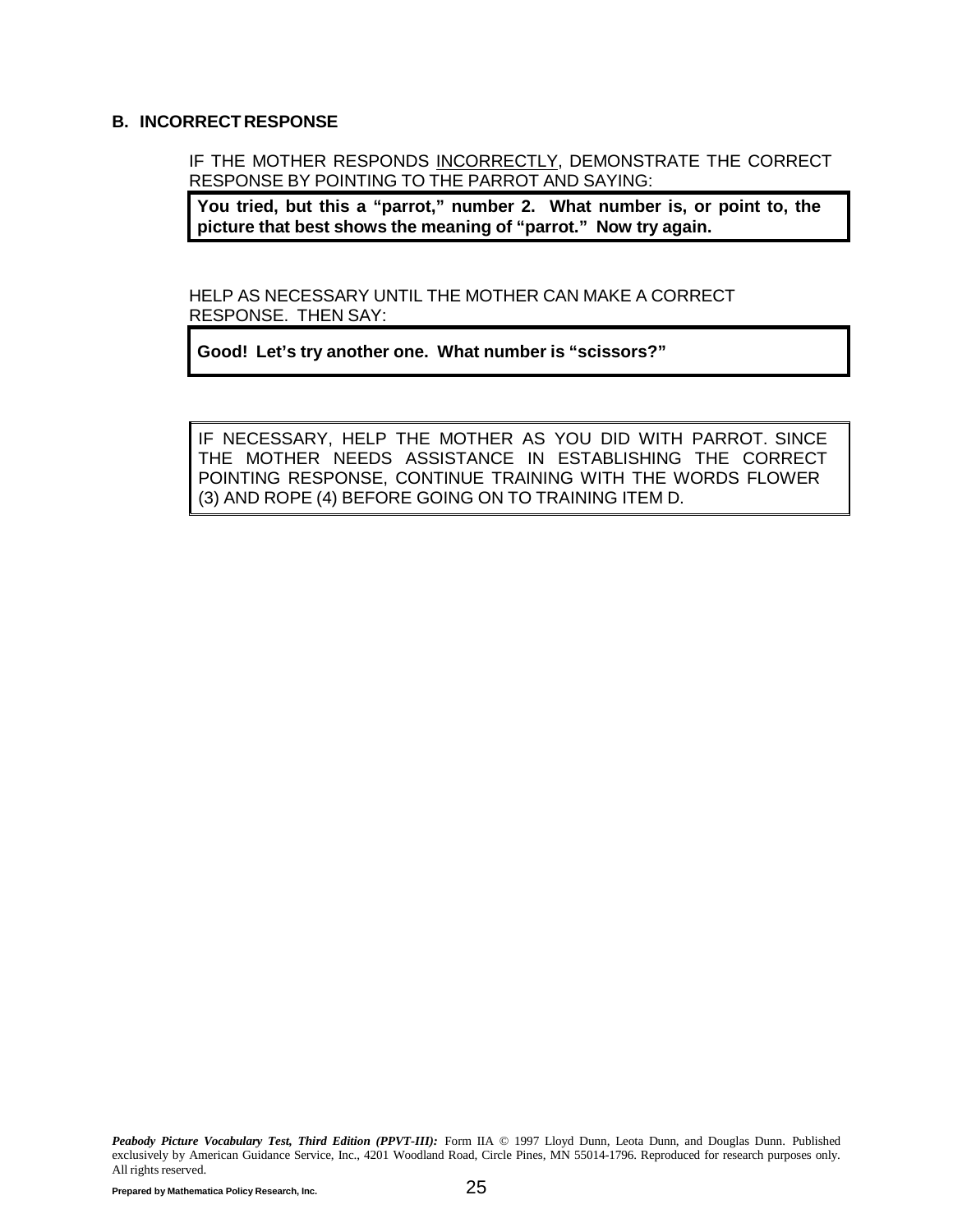### B. INCORRECT RESPONSE

IF THE MOTHER RESPONDS INCORRECTLY, DEMONSTRATE THE CORRECT RESPONSE BY POINTING TO THE PARROT AND SAYING:

**You tried, but this a "parrot," number 2. What number is, or point to, the picture that best shows the meaning of "parrot." Now try again.**

HELP AS NECESSARY UNTIL THE MOTHER CAN MAKE A CORRECT RESPONSE. THEN SAY:

**Good! Let's try another one. What number is "scissors?"**

IF NECESSARY, HELP THE MOTHER AS YOU DID WITH PARROT. SINCE THE MOTHER NEEDS ASSISTANCE IN ESTABLISHING THE CORRECT POINTING RESPONSE, CONTINUE TRAINING WITH THE WORDS FLOWER (3) AND ROPE (4) BEFORE GOING ON TO TRAINING ITEM D.

***Peabody Picture Vocabulary Test, Third Edition (PPVT-III):*** Form IIA © 1997 Lloyd Dunn, Leota Dunn, and Douglas Dunn. Published exclusively by American Guidance Service, Inc., 4201 Woodland Road, Circle Pines, MN 55014-1796. Reproduced for research purposes only. All rights reserved.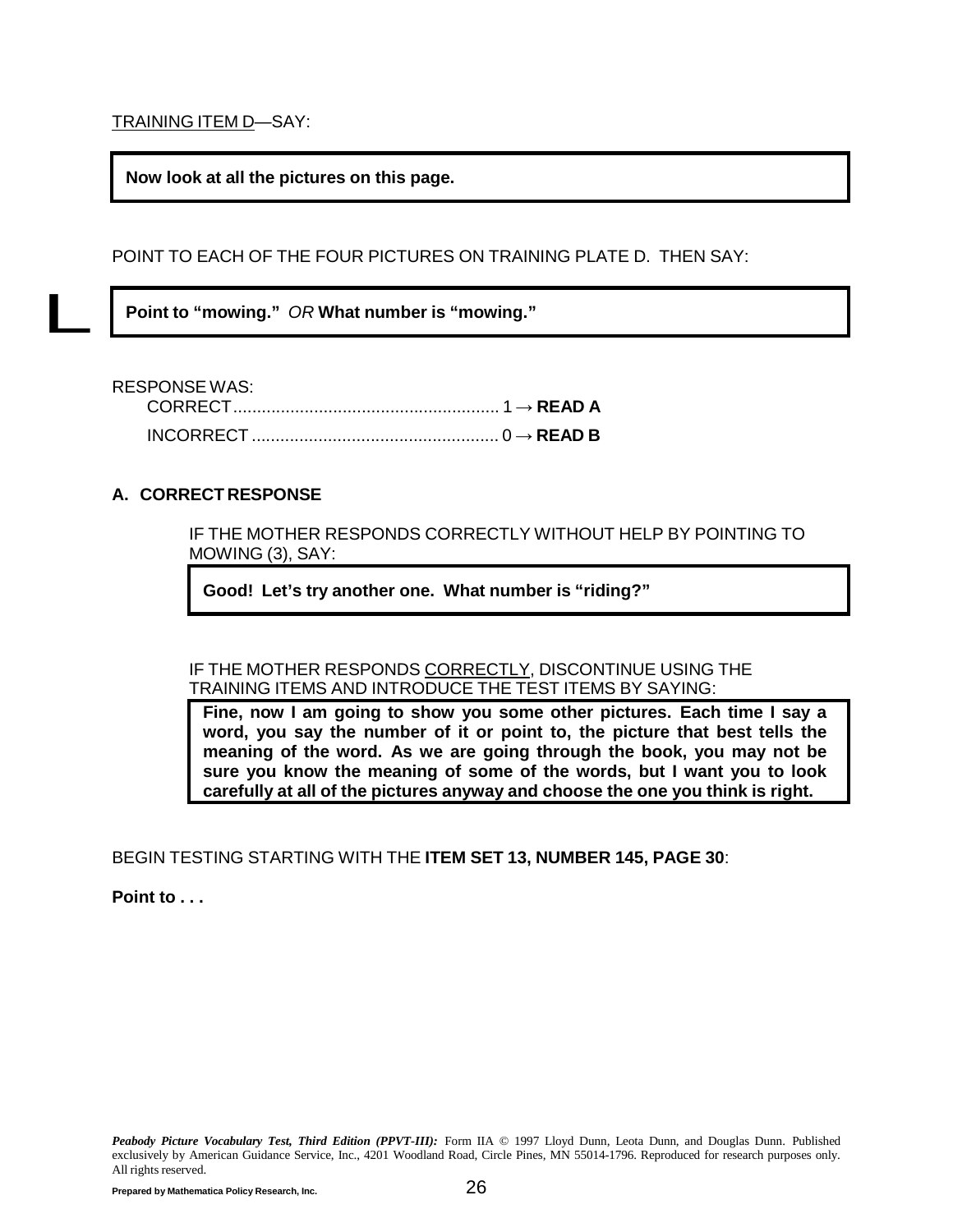TRAINING ITEM D—SAY:

**Now look at all the pictures on this page.**

POINT TO EACH OF THE FOUR PICTURES ON TRAINING PLATE D. THEN SAY:

**Point to "mowing."** *OR* **What number is "mowing."**

RESPONSE WAS:

- CORRECT........................................................ 1 → **READ A**
- INCORRECT.................................................... 0 → **READ B**

**A. CORRECT RESPONSE**

IF THE MOTHER RESPONDS CORRECTLY WITHOUT HELP BY POINTING TO MOWING (3), SAY:

**Good! Let's try another one. What number is "riding?"**

IF THE MOTHER RESPONDS CORRECTLY, DISCONTINUE USING THE TRAINING ITEMS AND INTRODUCE THE TEST ITEMS BY SAYING:

**Fine, now I am going to show you some other pictures. Each time I say a word, you say the number of it or point to, the picture that best tells the meaning of the word. As we are going through the book, you may not be sure you know the meaning of some of the words, but I want you to look carefully at all of the pictures anyway and choose the one you think is right.**

BEGIN TESTING STARTING WITH THE **ITEM SET 13, NUMBER 145, PAGE 30**:

**Point to . . .**

***Peabody Picture Vocabulary Test, Third Edition (PPVT-III):*** Form IIA © 1997 Lloyd Dunn, Leota Dunn, and Douglas Dunn. Published exclusively by American Guidance Service, Inc., 4201 Woodland Road, Circle Pines, MN 55014-1796. Reproduced for research purposes only. All rights reserved.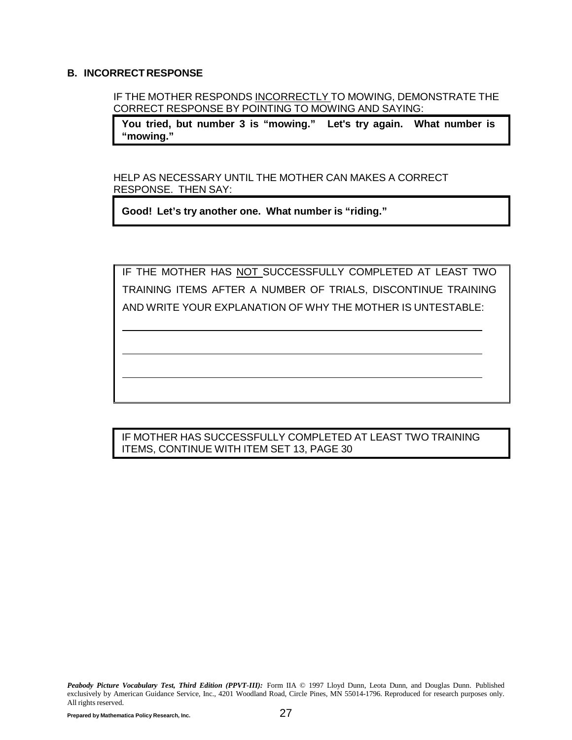### B. INCORRECT RESPONSE

IF THE MOTHER RESPONDS <u>INCORRECTLY</u> TO MOWING, DEMONSTRATE THE CORRECT RESPONSE BY POINTING TO MOWING AND SAYING:

**You tried, but number 3 is "mowing." Let's try again. What number is "mowing."**

HELP AS NECESSARY UNTIL THE MOTHER CAN MAKES A CORRECT RESPONSE. THEN SAY:

**Good! Let's try another one. What number is "riding."**

IF THE MOTHER HAS <u>NOT</u> SUCCESSFULLY COMPLETED AT LEAST TWO TRAINING ITEMS AFTER A NUMBER OF TRIALS, DISCONTINUE TRAINING AND WRITE YOUR EXPLANATION OF WHY THE MOTHER IS UNTESTABLE:

\_\_\_\_\_\_\_\_\_\_\_\_\_\_\_\_\_\_\_\_\_\_\_\_\_\_\_\_\_\_\_\_\_\_\_\_\_\_\_\_\_\_\_\_\_\_\_\_\_\_\_\_\_\_\_\_\_\_\_\_

\_\_\_\_\_\_\_\_\_\_\_\_\_\_\_\_\_\_\_\_\_\_\_\_\_\_\_\_\_\_\_\_\_\_\_\_\_\_\_\_\_\_\_\_\_\_\_\_\_\_\_\_\_\_\_\_\_\_\_\_

\_\_\_\_\_\_\_\_\_\_\_\_\_\_\_\_\_\_\_\_\_\_\_\_\_\_\_\_\_\_\_\_\_\_\_\_\_\_\_\_\_\_\_\_\_\_\_\_\_\_\_\_\_\_\_\_\_\_\_\_

IF MOTHER HAS SUCCESSFULLY COMPLETED AT LEAST TWO TRAINING ITEMS, CONTINUE WITH ITEM SET 13, PAGE 30

***Peabody Picture Vocabulary Test, Third Edition (PPVT-III):*** Form IIA © 1997 Lloyd Dunn, Leota Dunn, and Douglas Dunn. Published exclusively by American Guidance Service, Inc., 4201 Woodland Road, Circle Pines, MN 55014-1796. Reproduced for research purposes only. All rights reserved.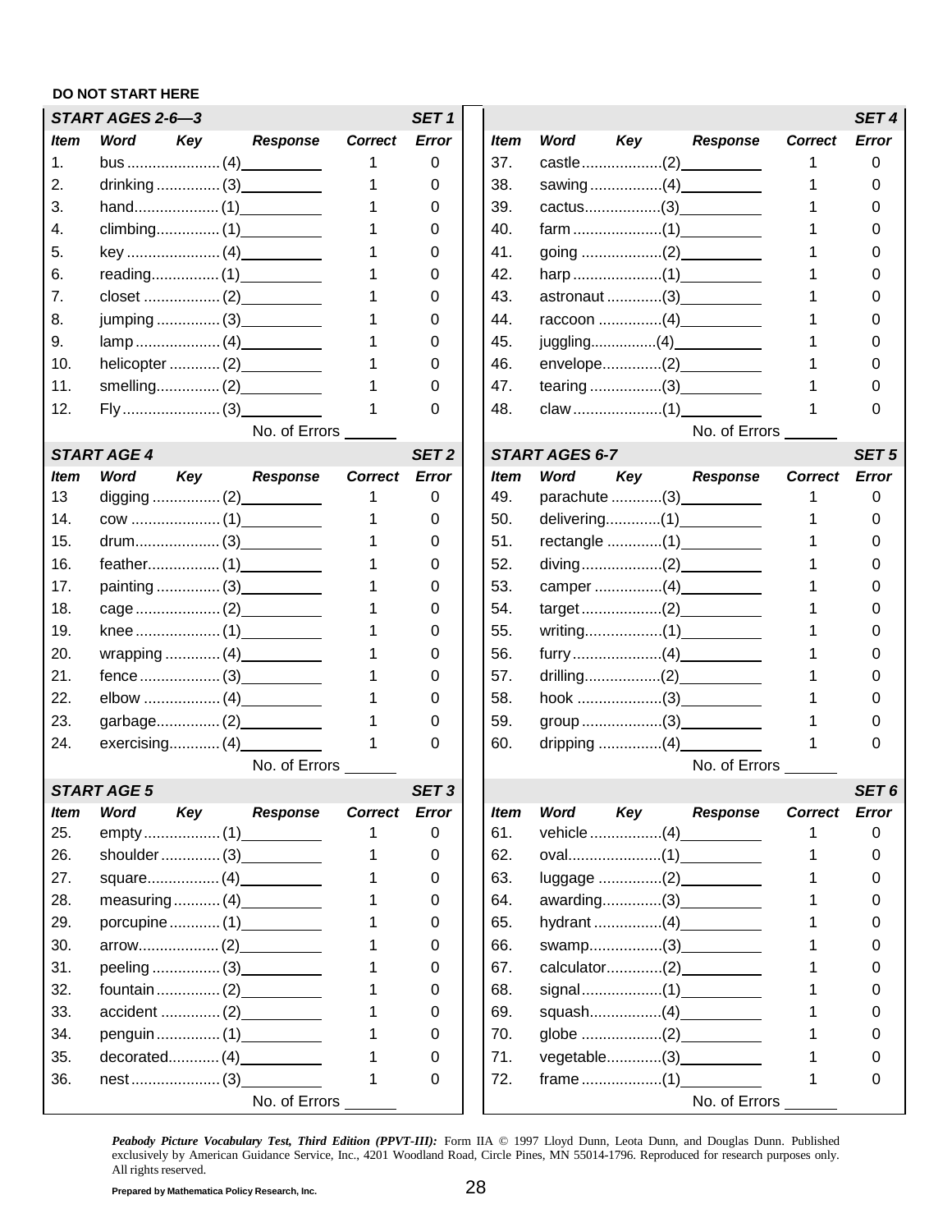**DO NOT START HERE**

| *START AGES 2-6—3* | | | | | *SET 1* |
|---|---|---|---|---|---|
| ***Item*** | ***Word*** | ***Key*** | ***Response*** | ***Correct*** | ***Error*** |
| 1. | bus | (4) | | 1 | 0 |
| 2. | drinking | (3) | | 1 | 0 |
| 3. | hand | (1) | | 1 | 0 |
| 4. | climbing | (1) | | 1 | 0 |
| 5. | key | (4) | | 1 | 0 |
| 6. | reading | (1) | | 1 | 0 |
| 7. | closet | (2) | | 1 | 0 |
| 8. | jumping | (3) | | 1 | 0 |
| 9. | lamp | (4) | | 1 | 0 |
| 10. | helicopter | (2) | | 1 | 0 |
| 11. | smelling | (2) | | 1 | 0 |
| 12. | Fly | (3) | | 1 | 0 |
| | | | No. of Errors ______ | | |

| *START AGE 4* | | | | | *SET 2* |
|---|---|---|---|---|---|
| ***Item*** | ***Word*** | ***Key*** | ***Response*** | ***Correct*** | ***Error*** |
| 13 | digging | (2) | | 1 | 0 |
| 14. | cow | (1) | | 1 | 0 |
| 15. | drum | (3) | | 1 | 0 |
| 16. | feather | (1) | | 1 | 0 |
| 17. | painting | (3) | | 1 | 0 |
| 18. | cage | (2) | | 1 | 0 |
| 19. | knee | (1) | | 1 | 0 |
| 20. | wrapping | (4) | | 1 | 0 |
| 21. | fence | (3) | | 1 | 0 |
| 22. | elbow | (4) | | 1 | 0 |
| 23. | garbage | (2) | | 1 | 0 |
| 24. | exercising | (4) | | 1 | 0 |
| | | | No. of Errors ______ | | |

| *START AGE 5* | | | | | *SET 3* |
|---|---|---|---|---|---|
| ***Item*** | ***Word*** | ***Key*** | ***Response*** | ***Correct*** | ***Error*** |
| 25. | empty | (1) | | 1 | 0 |
| 26. | shoulder | (3) | | 1 | 0 |
| 27. | square | (4) | | 1 | 0 |
| 28. | measuring | (4) | | 1 | 0 |
| 29. | porcupine | (1) | | 1 | 0 |
| 30. | arrow | (2) | | 1 | 0 |
| 31. | peeling | (3) | | 1 | 0 |
| 32. | fountain | (2) | | 1 | 0 |
| 33. | accident | (2) | | 1 | 0 |
| 34. | penguin | (1) | | 1 | 0 |
| 35. | decorated | (4) | | 1 | 0 |
| 36. | nest | (3) | | 1 | 0 |
| | | | No. of Errors ______ | | |

| | | | | | *SET 4* |
|---|---|---|---|---|---|
| ***Item*** | ***Word*** | ***Key*** | ***Response*** | ***Correct*** | ***Error*** |
| 37. | castle | (2) | | 1 | 0 |
| 38. | sawing | (4) | | 1 | 0 |
| 39. | cactus | (3) | | 1 | 0 |
| 40. | farm | (1) | | 1 | 0 |
| 41. | going | (2) | | 1 | 0 |
| 42. | harp | (1) | | 1 | 0 |
| 43. | astronaut | (3) | | 1 | 0 |
| 44. | raccoon | (4) | | 1 | 0 |
| 45. | juggling | (4) | | 1 | 0 |
| 46. | envelope | (2) | | 1 | 0 |
| 47. | tearing | (3) | | 1 | 0 |
| 48. | claw | (1) | | 1 | 0 |
| | | | No. of Errors ______ | | |

| *START AGES 6-7* | | | | | *SET 5* |
|---|---|---|---|---|---|
| ***Item*** | ***Word*** | ***Key*** | ***Response*** | ***Correct*** | ***Error*** |
| 49. | parachute | (3) | | 1 | 0 |
| 50. | delivering | (1) | | 1 | 0 |
| 51. | rectangle | (1) | | 1 | 0 |
| 52. | diving | (2) | | 1 | 0 |
| 53. | camper | (4) | | 1 | 0 |
| 54. | target | (2) | | 1 | 0 |
| 55. | writing | (1) | | 1 | 0 |
| 56. | furry | (4) | | 1 | 0 |
| 57. | drilling | (2) | | 1 | 0 |
| 58. | hook | (3) | | 1 | 0 |
| 59. | group | (3) | | 1 | 0 |
| 60. | dripping | (4) | | 1 | 0 |
| | | | No. of Errors ______ | | |

| | | | | | *SET 6* |
|---|---|---|---|---|---|
| ***Item*** | ***Word*** | ***Key*** | ***Response*** | ***Correct*** | ***Error*** |
| 61. | vehicle | (4) | | 1 | 0 |
| 62. | oval | (1) | | 1 | 0 |
| 63. | luggage | (2) | | 1 | 0 |
| 64. | awarding | (3) | | 1 | 0 |
| 65. | hydrant | (4) | | 1 | 0 |
| 66. | swamp | (3) | | 1 | 0 |
| 67. | calculator | (2) | | 1 | 0 |
| 68. | signal | (1) | | 1 | 0 |
| 69. | squash | (4) | | 1 | 0 |
| 70. | globe | (2) | | 1 | 0 |
| 71. | vegetable | (3) | | 1 | 0 |
| 72. | frame | (1) | | 1 | 0 |
| | | | No. of Errors ______ | | |

***Peabody Picture Vocabulary Test, Third Edition (PPVT-III):*** *Form IIA © 1997 Lloyd Dunn, Leota Dunn, and Douglas Dunn. Published exclusively by American Guidance Service, Inc., 4201 Woodland Road, Circle Pines, MN 55014-1796. Reproduced for research purposes only. All rights reserved.*

**Prepared by Mathematica Policy Research, Inc.**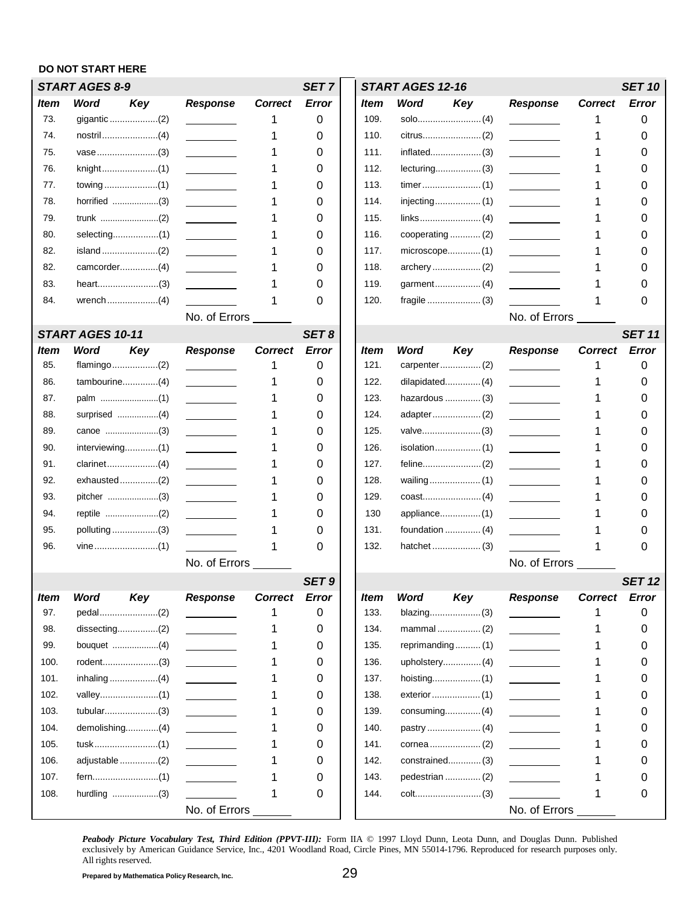**DO NOT START HERE**

### START AGES 8-9 — SET 7

| Item | Word | Key | Response | Correct | Error |
|---|---|---|---|---|---|
| 73. | gigantic | (2) | | 1 | 0 |
| 74. | nostril | (4) | | 1 | 0 |
| 75. | vase | (3) | | 1 | 0 |
| 76. | knight | (1) | | 1 | 0 |
| 77. | towing | (1) | | 1 | 0 |
| 78. | horrified | (3) | | 1 | 0 |
| 79. | trunk | (2) | | 1 | 0 |
| 80. | selecting | (1) | | 1 | 0 |
| 82. | island | (2) | | 1 | 0 |
| 82. | camcorder | (4) | | 1 | 0 |
| 83. | heart | (3) | | 1 | 0 |
| 84. | wrench | (4) | | 1 | 0 |
| | | | No. of Errors ______ | | |

### START AGES 10-11 — SET 8

| Item | Word | Key | Response | Correct | Error |
|---|---|---|---|---|---|
| 85. | flamingo | (2) | | 1 | 0 |
| 86. | tambourine | (4) | | 1 | 0 |
| 87. | palm | (1) | | 1 | 0 |
| 88. | surprised | (4) | | 1 | 0 |
| 89. | canoe | (3) | | 1 | 0 |
| 90. | interviewing | (1) | | 1 | 0 |
| 91. | clarinet | (4) | | 1 | 0 |
| 92. | exhausted | (2) | | 1 | 0 |
| 93. | pitcher | (3) | | 1 | 0 |
| 94. | reptile | (2) | | 1 | 0 |
| 95. | polluting | (3) | | 1 | 0 |
| 96. | vine | (1) | | 1 | 0 |
| | | | No. of Errors ______ | | |

### SET 9

| Item | Word | Key | Response | Correct | Error |
|---|---|---|---|---|---|
| 97. | pedal | (2) | | 1 | 0 |
| 98. | dissecting | (2) | | 1 | 0 |
| 99. | bouquet | (4) | | 1 | 0 |
| 100. | rodent | (3) | | 1 | 0 |
| 101. | inhaling | (4) | | 1 | 0 |
| 102. | valley | (1) | | 1 | 0 |
| 103. | tubular | (3) | | 1 | 0 |
| 104. | demolishing | (4) | | 1 | 0 |
| 105. | tusk | (1) | | 1 | 0 |
| 106. | adjustable | (2) | | 1 | 0 |
| 107. | fern | (1) | | 1 | 0 |
| 108. | hurdling | (3) | | 1 | 0 |
| | | | No. of Errors ______ | | |

### START AGES 12-16 — SET 10

| Item | Word | Key | Response | Correct | Error |
|---|---|---|---|---|---|
| 109. | solo | (4) | | 1 | 0 |
| 110. | citrus | (2) | | 1 | 0 |
| 111. | inflated | (3) | | 1 | 0 |
| 112. | lecturing | (3) | | 1 | 0 |
| 113. | timer | (1) | | 1 | 0 |
| 114. | injecting | (1) | | 1 | 0 |
| 115. | links | (4) | | 1 | 0 |
| 116. | cooperating | (2) | | 1 | 0 |
| 117. | microscope | (1) | | 1 | 0 |
| 118. | archery | (2) | | 1 | 0 |
| 119. | garment | (4) | | 1 | 0 |
| 120. | fragile | (3) | | 1 | 0 |
| | | | No. of Errors ______ | | |

### SET 11

| Item | Word | Key | Response | Correct | Error |
|---|---|---|---|---|---|
| 121. | carpenter | (2) | | 1 | 0 |
| 122. | dilapidated | (4) | | 1 | 0 |
| 123. | hazardous | (3) | | 1 | 0 |
| 124. | adapter | (2) | | 1 | 0 |
| 125. | valve | (3) | | 1 | 0 |
| 126. | isolation | (1) | | 1 | 0 |
| 127. | feline | (2) | | 1 | 0 |
| 128. | wailing | (1) | | 1 | 0 |
| 129. | coast | (4) | | 1 | 0 |
| 130 | appliance | (1) | | 1 | 0 |
| 131. | foundation | (4) | | 1 | 0 |
| 132. | hatchet | (3) | | 1 | 0 |
| | | | No. of Errors ______ | | |

### SET 12

| Item | Word | Key | Response | Correct | Error |
|---|---|---|---|---|---|
| 133. | blazing | (3) | | 1 | 0 |
| 134. | mammal | (2) | | 1 | 0 |
| 135. | reprimanding | (1) | | 1 | 0 |
| 136. | upholstery | (4) | | 1 | 0 |
| 137. | hoisting | (1) | | 1 | 0 |
| 138. | exterior | (1) | | 1 | 0 |
| 139. | consuming | (4) | | 1 | 0 |
| 140. | pastry | (4) | | 1 | 0 |
| 141. | cornea | (2) | | 1 | 0 |
| 142. | constrained | (3) | | 1 | 0 |
| 143. | pedestrian | (2) | | 1 | 0 |
| 144. | colt | (3) | | 1 | 0 |
| | | | No. of Errors ______ | | |

***Peabody Picture Vocabulary Test, Third Edition (PPVT-III):*** *Form IIA © 1997 Lloyd Dunn, Leota Dunn, and Douglas Dunn. Published exclusively by American Guidance Service, Inc., 4201 Woodland Road, Circle Pines, MN 55014-1796. Reproduced for research purposes only. All rights reserved.*

**Prepared by Mathematica Policy Research, Inc.**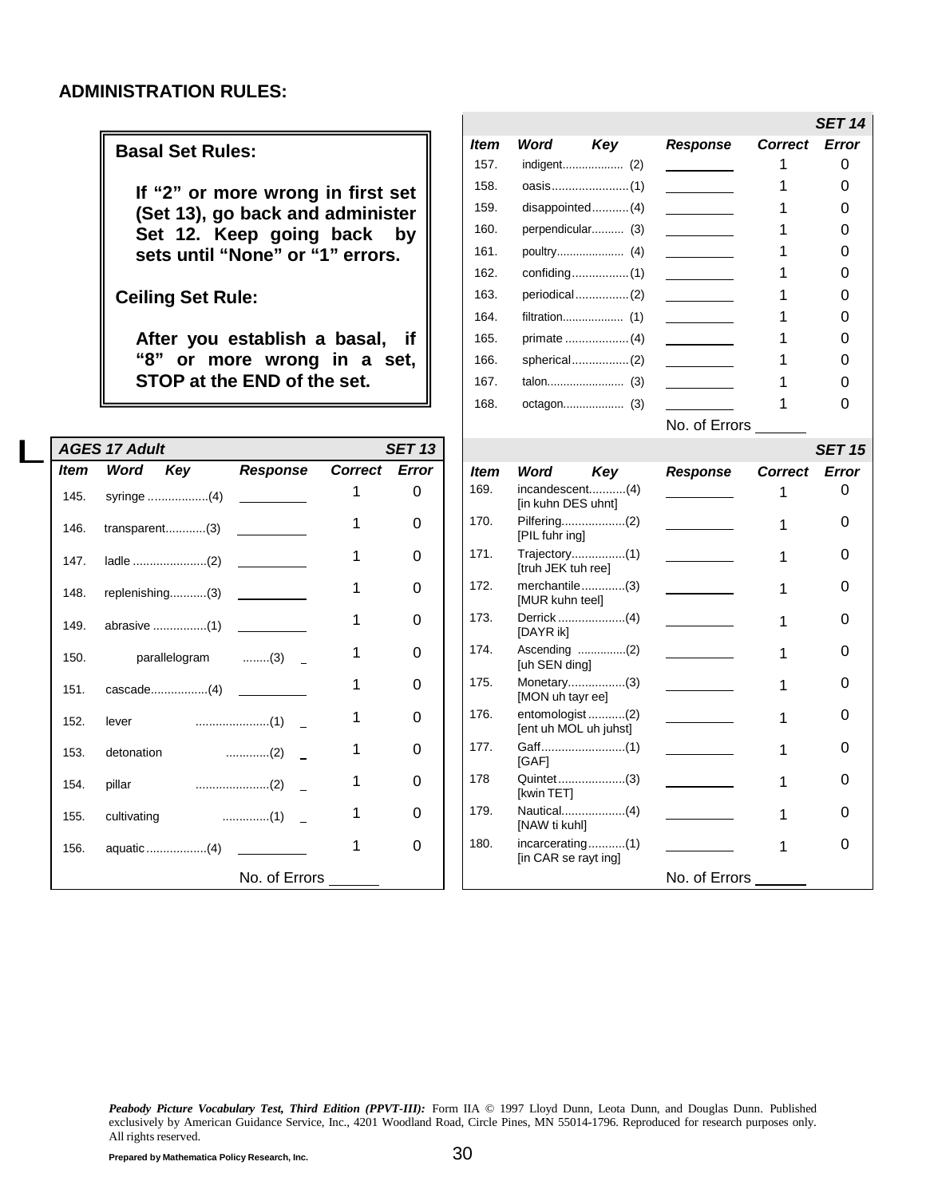## ADMINISTRATION RULES:

**Basal Set Rules:**

**If "2" or more wrong in first set (Set 13), go back and administer Set 12. Keep going back by sets until "None" or "1" errors.**

**Ceiling Set Rule:**

**After you establish a basal, if "8" or more wrong in a set, STOP at the END of the set.**

| ***AGES 17 Adult*** | | | | | ***SET 13*** |
|---|---|---|---|---|---|
| ***Item*** | ***Word*** | ***Key*** | ***Response*** | ***Correct*** | ***Error*** |
| 145. | syringe | (4) | | 1 | 0 |
| 146. | transparent | (3) | | 1 | 0 |
| 147. | ladle | (2) | | 1 | 0 |
| 148. | replenishing | (3) | | 1 | 0 |
| 149. | abrasive | (1) | | 1 | 0 |
| 150. | parallelogram | (3) | | 1 | 0 |
| 151. | cascade | (4) | | 1 | 0 |
| 152. | lever | (1) | | 1 | 0 |
| 153. | detonation | (2) | | 1 | 0 |
| 154. | pillar | (2) | | 1 | 0 |
| 155. | cultivating | (1) | | 1 | 0 |
| 156. | aquatic | (4) | | 1 | 0 |
| | | | No. of Errors ______ | | |

| | | | | | ***SET 14*** |
|---|---|---|---|---|---|
| ***Item*** | ***Word*** | ***Key*** | ***Response*** | ***Correct*** | ***Error*** |
| 157. | indigent | (2) | | 1 | 0 |
| 158. | oasis | (1) | | 1 | 0 |
| 159. | disappointed | (4) | | 1 | 0 |
| 160. | perpendicular | (3) | | 1 | 0 |
| 161. | poultry | (4) | | 1 | 0 |
| 162. | confiding | (1) | | 1 | 0 |
| 163. | periodical | (2) | | 1 | 0 |
| 164. | filtration | (1) | | 1 | 0 |
| 165. | primate | (4) | | 1 | 0 |
| 166. | spherical | (2) | | 1 | 0 |
| 167. | talon | (3) | | 1 | 0 |
| 168. | octagon | (3) | | 1 | 0 |
| | | | No. of Errors ______ | | |

| | | | | | ***SET 15*** |
|---|---|---|---|---|---|
| ***Item*** | ***Word*** | ***Key*** | ***Response*** | ***Correct*** | ***Error*** |
| 169. | incandescent [in kuhn DES uhnt] | (4) | | 1 | 0 |
| 170. | Pilfering [PIL fuhr ing] | (2) | | 1 | 0 |
| 171. | Trajectory [truh JEK tuh ree] | (1) | | 1 | 0 |
| 172. | merchantile [MUR kuhn teel] | (3) | | 1 | 0 |
| 173. | Derrick [DAYR ik] | (4) | | 1 | 0 |
| 174. | Ascending [uh SEN ding] | (2) | | 1 | 0 |
| 175. | Monetary [MON uh tayr ee] | (3) | | 1 | 0 |
| 176. | entomologist [ent uh MOL uh juhst] | (2) | | 1 | 0 |
| 177. | Gaff [GAF] | (1) | | 1 | 0 |
| 178 | Quintet [kwin TET] | (3) | | 1 | 0 |
| 179. | Nautical [NAW ti kuhl] | (4) | | 1 | 0 |
| 180. | incarcerating [in CAR se rayt ing] | (1) | | 1 | 0 |
| | | | No. of Errors ______ | | |

***Peabody Picture Vocabulary Test, Third Edition (PPVT-III):*** Form IIA © 1997 Lloyd Dunn, Leota Dunn, and Douglas Dunn. Published exclusively by American Guidance Service, Inc., 4201 Woodland Road, Circle Pines, MN 55014-1796. Reproduced for research purposes only. All rights reserved.

**Prepared by Mathematica Policy Research, Inc.**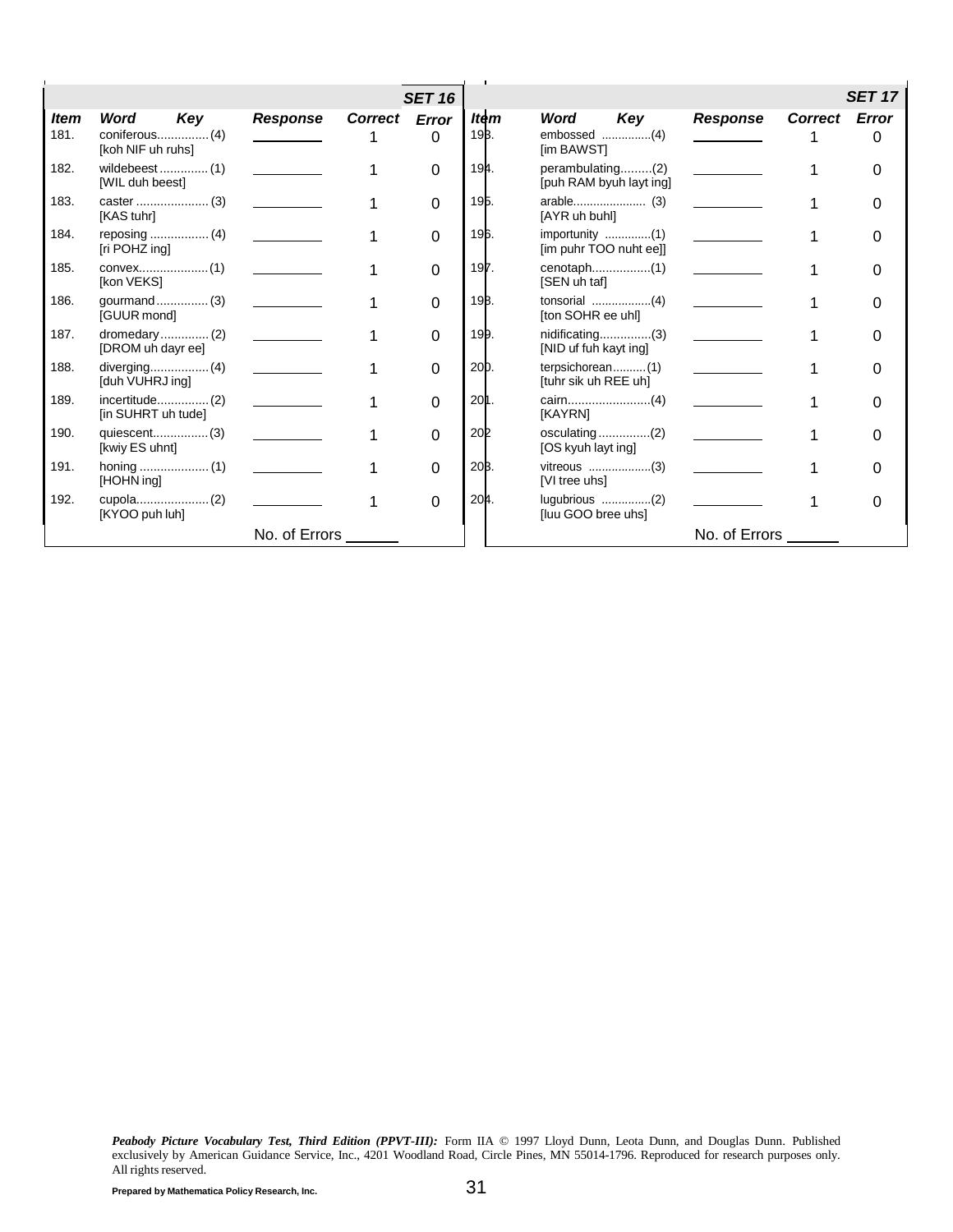| Item | Word Key | Response | Correct | Error |
|---|---|---|---|---|
| | | | | **SET 16** |
| 181. | coniferous............... (4) [koh NIF uh ruhs] | ________ | 1 | 0 |
| 182. | wildebeest .............. (1) [WIL duh beest] | ________ | 1 | 0 |
| 183. | caster ..................... (3) [KAS tuhr] | ________ | 1 | 0 |
| 184. | reposing ................. (4) [ri POHZ ing] | ________ | 1 | 0 |
| 185. | convex.................... (1) [kon VEKS] | ________ | 1 | 0 |
| 186. | gourmand ............... (3) [GUUR mond] | ________ | 1 | 0 |
| 187. | dromedary .............. (2) [DROM uh dayr ee] | ________ | 1 | 0 |
| 188. | diverging................. (4) [duh VUHRJ ing] | ________ | 1 | 0 |
| 189. | incertitude............... (2) [in SUHRT uh tude] | ________ | 1 | 0 |
| 190. | quiescent................ (3) [kwiy ES uhnt] | ________ | 1 | 0 |
| 191. | honing .................... (1) [HOHN ing] | ________ | 1 | 0 |
| 192. | cupola..................... (2) [KYOO puh luh] | ________ | 1 | 0 |
| | | No. of Errors ______ | | |

| Item | Word Key | Response | Correct | Error |
|---|---|---|---|---|
| | | | | **SET 17** |
| 193. | embossed ...............(4) [im BAWST] | ________ | 1 | 0 |
| 194. | perambulating.........(2) [puh RAM byuh layt ing] | ________ | 1 | 0 |
| 195. | arable...................... (3) [AYR uh buhl] | ________ | 1 | 0 |
| 196. | importunity ..............(1) [im puhr TOO nuht ee]] | ________ | 1 | 0 |
| 197. | cenotaph.................(1) [SEN uh taf] | ________ | 1 | 0 |
| 198. | tonsorial ..................(4) [ton SOHR ee uhl] | ________ | 1 | 0 |
| 199. | nidificating...............(3) [NID uf fuh kayt ing] | ________ | 1 | 0 |
| 200. | terpsichorean..........(1) [tuhr sik uh REE uh] | ________ | 1 | 0 |
| 201. | cairn........................(4) [KAYRN] | ________ | 1 | 0 |
| 202. | osculating ...............(2) [OS kyuh layt ing] | ________ | 1 | 0 |
| 203. | vitreous ...................(3) [VI tree uhs] | ________ | 1 | 0 |
| 204. | lugubrious ...............(2) [luu GOO bree uhs] | ________ | 1 | 0 |
| | | No. of Errors ______ | | |

***Peabody Picture Vocabulary Test, Third Edition (PPVT-III):*** Form IIA © 1997 Lloyd Dunn, Leota Dunn, and Douglas Dunn. Published exclusively by American Guidance Service, Inc., 4201 Woodland Road, Circle Pines, MN 55014-1796. Reproduced for research purposes only. All rights reserved.

**Prepared by Mathematica Policy Research, Inc.**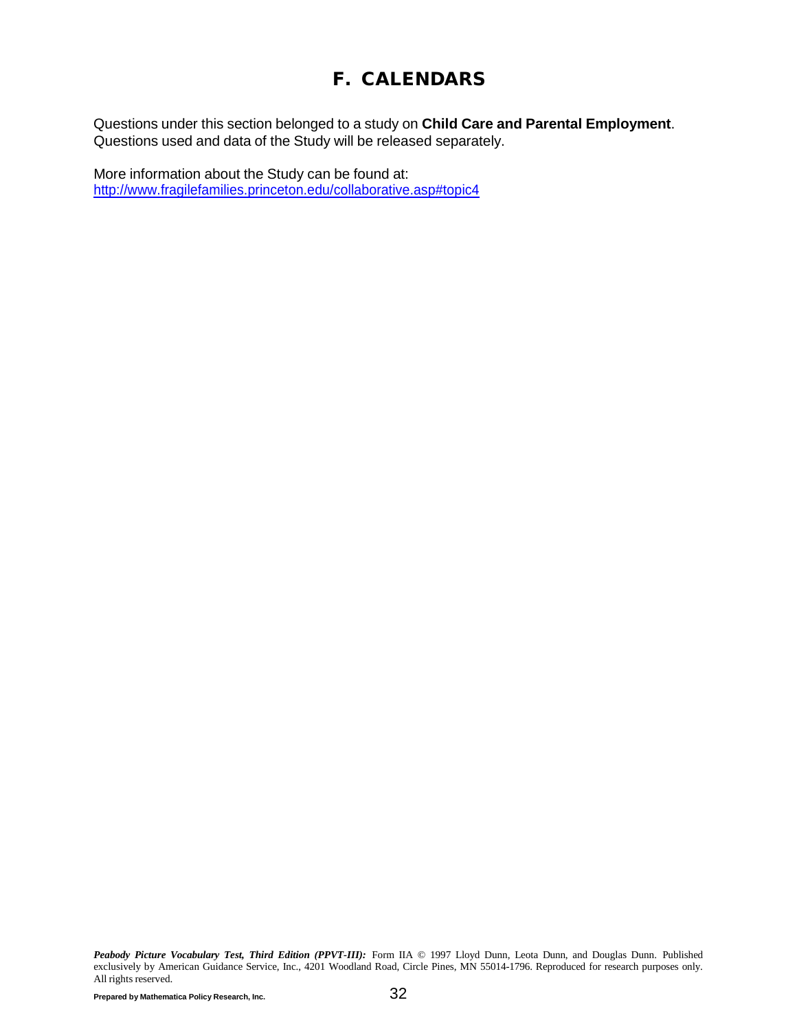# F. CALENDARS

Questions under this section belonged to a study on **Child Care and Parental Employment**. Questions used and data of the Study will be released separately.

More information about the Study can be found at:
http://www.fragilefamilies.princeton.edu/collaborative.asp#topic4